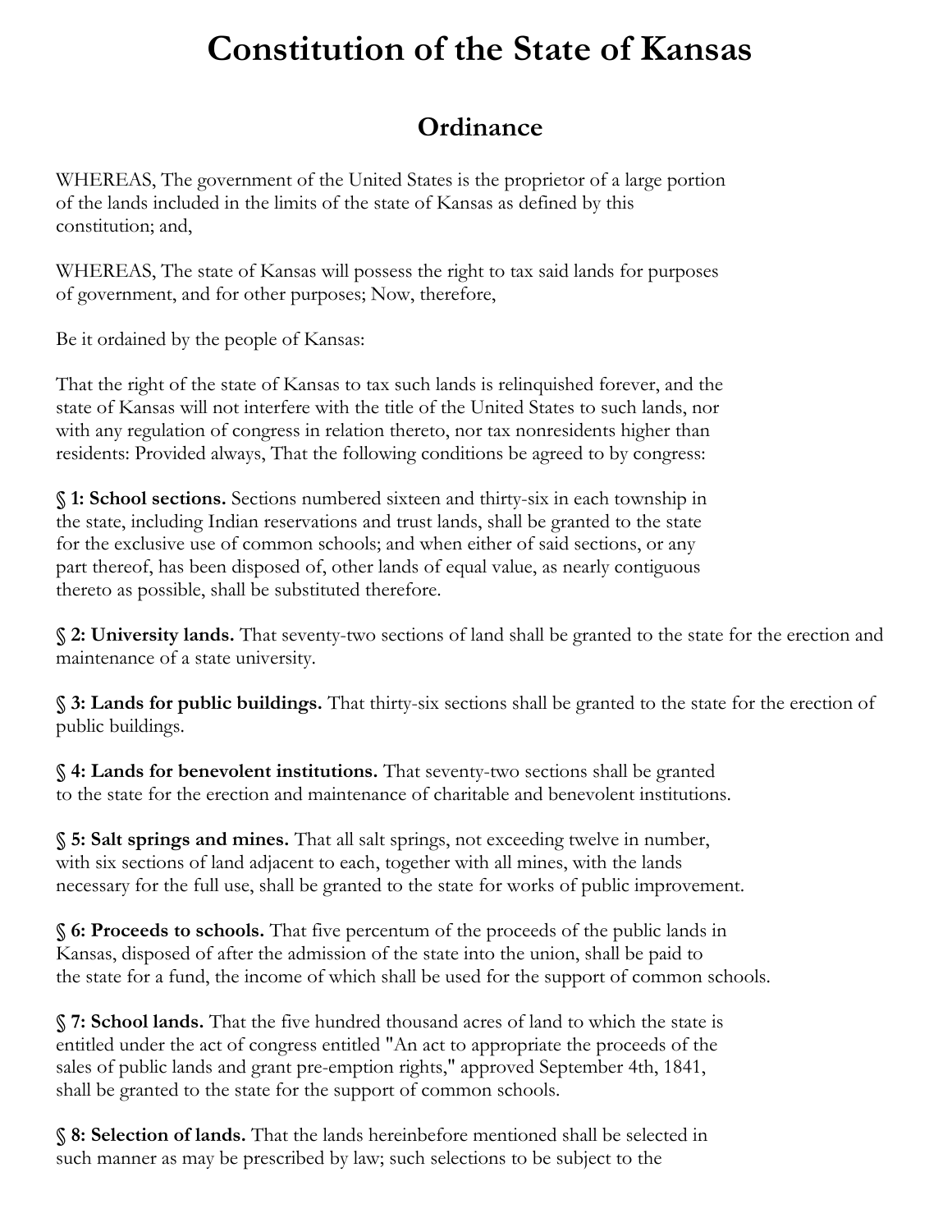# Constitution of the State of Kansas

## Ordinance

WHEREAS, The government of the United States is the proprietor of a large portion of the lands included in the limits of the state of Kansas as defined by this constitution; and,

WHEREAS, The state of Kansas will possess the right to tax said lands for purposes of government, and for other purposes; Now, therefore,

Be it ordained by the people of Kansas:

That the right of the state of Kansas to tax such lands is relinquished forever, and the state of Kansas will not interfere with the title of the United States to such lands, nor with any regulation of congress in relation thereto, nor tax nonresidents higher than residents: Provided always, That the following conditions be agreed to by congress:

**§ 1: School sections.** Sections numbered sixteen and thirty-six in each township in the state, including Indian reservations and trust lands, shall be granted to the state for the exclusive use of common schools; and when either of said sections, or any part thereof, has been disposed of, other lands of equal value, as nearly contiguous thereto as possible, shall be substituted therefore.

**§ 2: University lands.** That seventy-two sections of land shall be granted to the state for the erection and maintenance of a state university.

**§ 3: Lands for public buildings.** That thirty-six sections shall be granted to the state for the erection of public buildings.

**§ 4: Lands for benevolent institutions.** That seventy-two sections shall be granted to the state for the erection and maintenance of charitable and benevolent institutions.

**§ 5: Salt springs and mines.** That all salt springs, not exceeding twelve in number, with six sections of land adjacent to each, together with all mines, with the lands necessary for the full use, shall be granted to the state for works of public improvement.

**§ 6: Proceeds to schools.** That five percentum of the proceeds of the public lands in Kansas, disposed of after the admission of the state into the union, shall be paid to the state for a fund, the income of which shall be used for the support of common schools.

**§ 7: School lands.** That the five hundred thousand acres of land to which the state is entitled under the act of congress entitled "An act to appropriate the proceeds of the sales of public lands and grant pre-emption rights," approved September 4th, 1841, shall be granted to the state for the support of common schools.

**§ 8: Selection of lands.** That the lands hereinbefore mentioned shall be selected in such manner as may be prescribed by law; such selections to be subject to the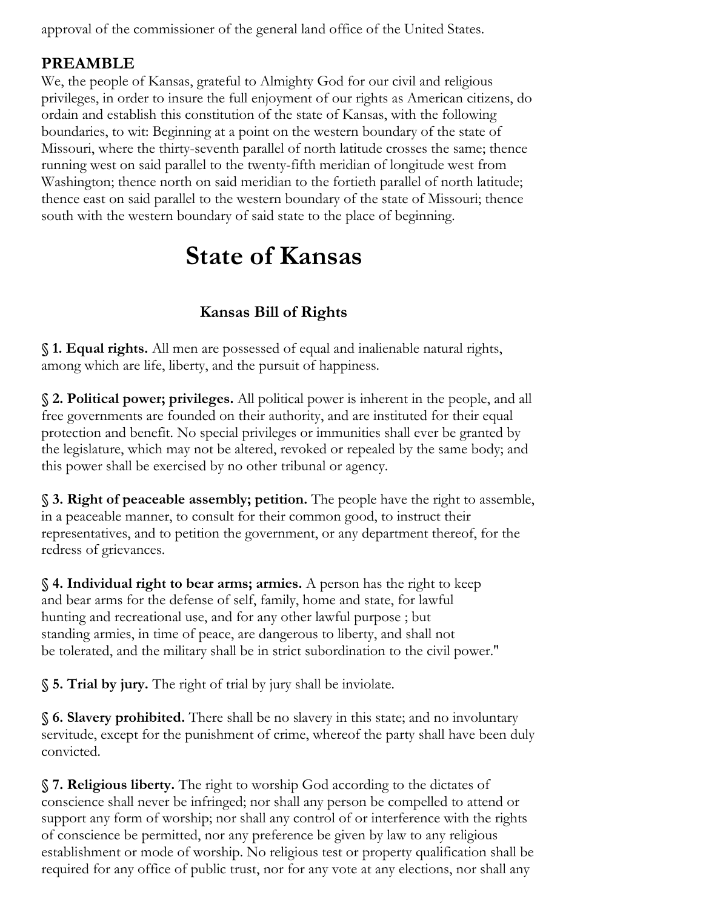approval of the commissioner of the general land office of the United States.

**PREAMBLE**

We, the people of Kansas, grateful to Almighty God for our civil and religious privileges, in order to insure the full enjoyment of our rights as American citizens, do ordain and establish this constitution of the state of Kansas, with the following boundaries, to wit: Beginning at a point on the western boundary of the state of Missouri, where the thirty-seventh parallel of north latitude crosses the same; thence running west on said parallel to the twenty-fifth meridian of longitude west from Washington; thence north on said meridian to the fortieth parallel of north latitude; thence east on said parallel to the western boundary of the state of Missouri; thence south with the western boundary of said state to the place of beginning.

# State of Kansas

## Kansas Bill of Rights

**§ 1. Equal rights.** All men are possessed of equal and inalienable natural rights, among which are life, liberty, and the pursuit of happiness.

**§ 2. Political power; privileges.** All political power is inherent in the people, and all free governments are founded on their authority, and are instituted for their equal protection and benefit. No special privileges or immunities shall ever be granted by the legislature, which may not be altered, revoked or repealed by the same body; and this power shall be exercised by no other tribunal or agency.

**§ 3. Right of peaceable assembly; petition.** The people have the right to assemble, in a peaceable manner, to consult for their common good, to instruct their representatives, and to petition the government, or any department thereof, for the redress of grievances.

**§ 4. Individual right to bear arms; armies.** A person has the right to keep and bear arms for the defense of self, family, home and state, for lawful hunting and recreational use, and for any other lawful purpose ; but standing armies, in time of peace, are dangerous to liberty, and shall not be tolerated, and the military shall be in strict subordination to the civil power."

**§ 5. Trial by jury.** The right of trial by jury shall be inviolate.

**§ 6. Slavery prohibited.** There shall be no slavery in this state; and no involuntary servitude, except for the punishment of crime, whereof the party shall have been duly convicted.

**§ 7. Religious liberty.** The right to worship God according to the dictates of conscience shall never be infringed; nor shall any person be compelled to attend or support any form of worship; nor shall any control of or interference with the rights of conscience be permitted, nor any preference be given by law to any religious establishment or mode of worship. No religious test or property qualification shall be required for any office of public trust, nor for any vote at any elections, nor shall any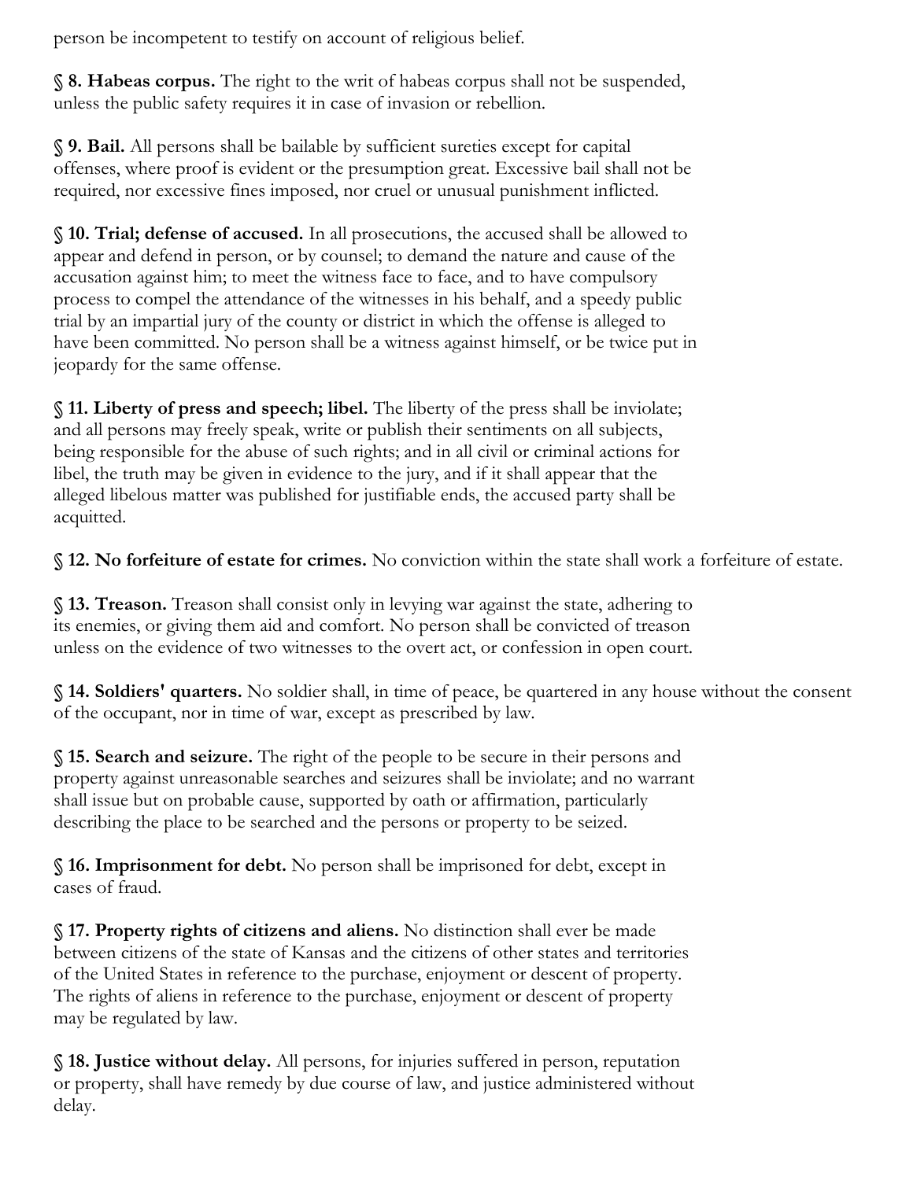person be incompetent to testify on account of religious belief.

**§ 8. Habeas corpus.** The right to the writ of habeas corpus shall not be suspended, unless the public safety requires it in case of invasion or rebellion.

**§ 9. Bail.** All persons shall be bailable by sufficient sureties except for capital offenses, where proof is evident or the presumption great. Excessive bail shall not be required, nor excessive fines imposed, nor cruel or unusual punishment inflicted.

**§ 10. Trial; defense of accused.** In all prosecutions, the accused shall be allowed to appear and defend in person, or by counsel; to demand the nature and cause of the accusation against him; to meet the witness face to face, and to have compulsory process to compel the attendance of the witnesses in his behalf, and a speedy public trial by an impartial jury of the county or district in which the offense is alleged to have been committed. No person shall be a witness against himself, or be twice put in jeopardy for the same offense.

**§ 11. Liberty of press and speech; libel.** The liberty of the press shall be inviolate; and all persons may freely speak, write or publish their sentiments on all subjects, being responsible for the abuse of such rights; and in all civil or criminal actions for libel, the truth may be given in evidence to the jury, and if it shall appear that the alleged libelous matter was published for justifiable ends, the accused party shall be acquitted.

**§ 12. No forfeiture of estate for crimes.** No conviction within the state shall work a forfeiture of estate.

**§ 13. Treason.** Treason shall consist only in levying war against the state, adhering to its enemies, or giving them aid and comfort. No person shall be convicted of treason unless on the evidence of two witnesses to the overt act, or confession in open court.

**§ 14. Soldiers' quarters.** No soldier shall, in time of peace, be quartered in any house without the consent of the occupant, nor in time of war, except as prescribed by law.

**§ 15. Search and seizure.** The right of the people to be secure in their persons and property against unreasonable searches and seizures shall be inviolate; and no warrant shall issue but on probable cause, supported by oath or affirmation, particularly describing the place to be searched and the persons or property to be seized.

**§ 16. Imprisonment for debt.** No person shall be imprisoned for debt, except in cases of fraud.

**§ 17. Property rights of citizens and aliens.** No distinction shall ever be made between citizens of the state of Kansas and the citizens of other states and territories of the United States in reference to the purchase, enjoyment or descent of property. The rights of aliens in reference to the purchase, enjoyment or descent of property may be regulated by law.

**§ 18. Justice without delay.** All persons, for injuries suffered in person, reputation or property, shall have remedy by due course of law, and justice administered without delay.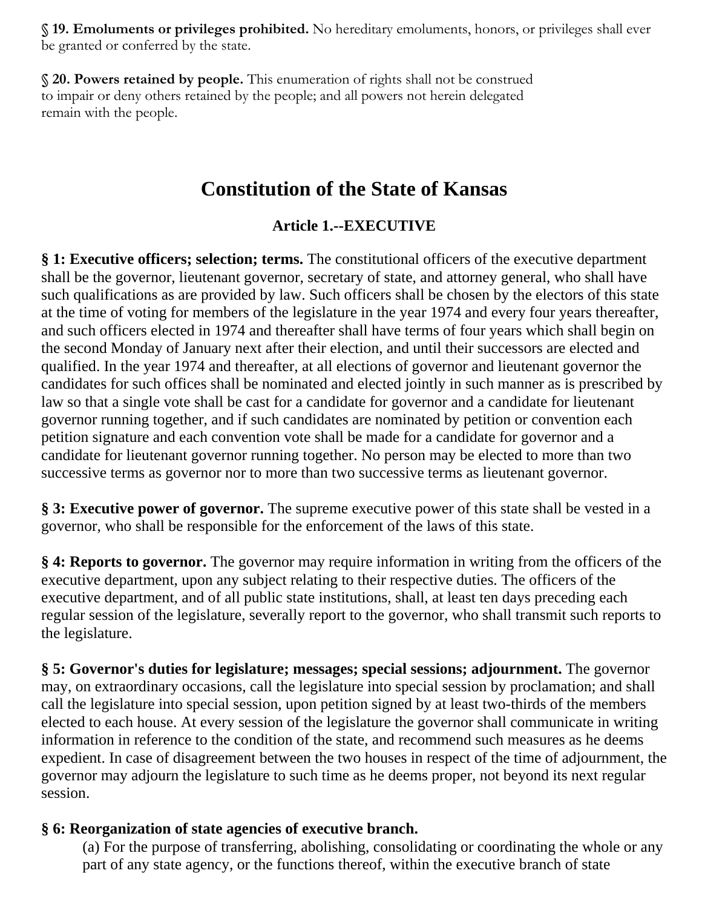**§ 19. Emoluments or privileges prohibited.** No hereditary emoluments, honors, or privileges shall ever be granted or conferred by the state.

**§ 20. Powers retained by people.** This enumeration of rights shall not be construed to impair or deny others retained by the people; and all powers not herein delegated remain with the people.

# Constitution of the State of Kansas

## Article 1.--EXECUTIVE

**§ 1: Executive officers; selection; terms.** The constitutional officers of the executive department shall be the governor, lieutenant governor, secretary of state, and attorney general, who shall have such qualifications as are provided by law. Such officers shall be chosen by the electors of this state at the time of voting for members of the legislature in the year 1974 and every four years thereafter, and such officers elected in 1974 and thereafter shall have terms of four years which shall begin on the second Monday of January next after their election, and until their successors are elected and qualified. In the year 1974 and thereafter, at all elections of governor and lieutenant governor the candidates for such offices shall be nominated and elected jointly in such manner as is prescribed by law so that a single vote shall be cast for a candidate for governor and a candidate for lieutenant governor running together, and if such candidates are nominated by petition or convention each petition signature and each convention vote shall be made for a candidate for governor and a candidate for lieutenant governor running together. No person may be elected to more than two successive terms as governor nor to more than two successive terms as lieutenant governor.

**§ 3: Executive power of governor.** The supreme executive power of this state shall be vested in a governor, who shall be responsible for the enforcement of the laws of this state.

**§ 4: Reports to governor.** The governor may require information in writing from the officers of the executive department, upon any subject relating to their respective duties. The officers of the executive department, and of all public state institutions, shall, at least ten days preceding each regular session of the legislature, severally report to the governor, who shall transmit such reports to the legislature.

**§ 5: Governor's duties for legislature; messages; special sessions; adjournment.** The governor may, on extraordinary occasions, call the legislature into special session by proclamation; and shall call the legislature into special session, upon petition signed by at least two-thirds of the members elected to each house. At every session of the legislature the governor shall communicate in writing information in reference to the condition of the state, and recommend such measures as he deems expedient. In case of disagreement between the two houses in respect of the time of adjournment, the governor may adjourn the legislature to such time as he deems proper, not beyond its next regular session.

**§ 6: Reorganization of state agencies of executive branch.**

(a) For the purpose of transferring, abolishing, consolidating or coordinating the whole or any part of any state agency, or the functions thereof, within the executive branch of state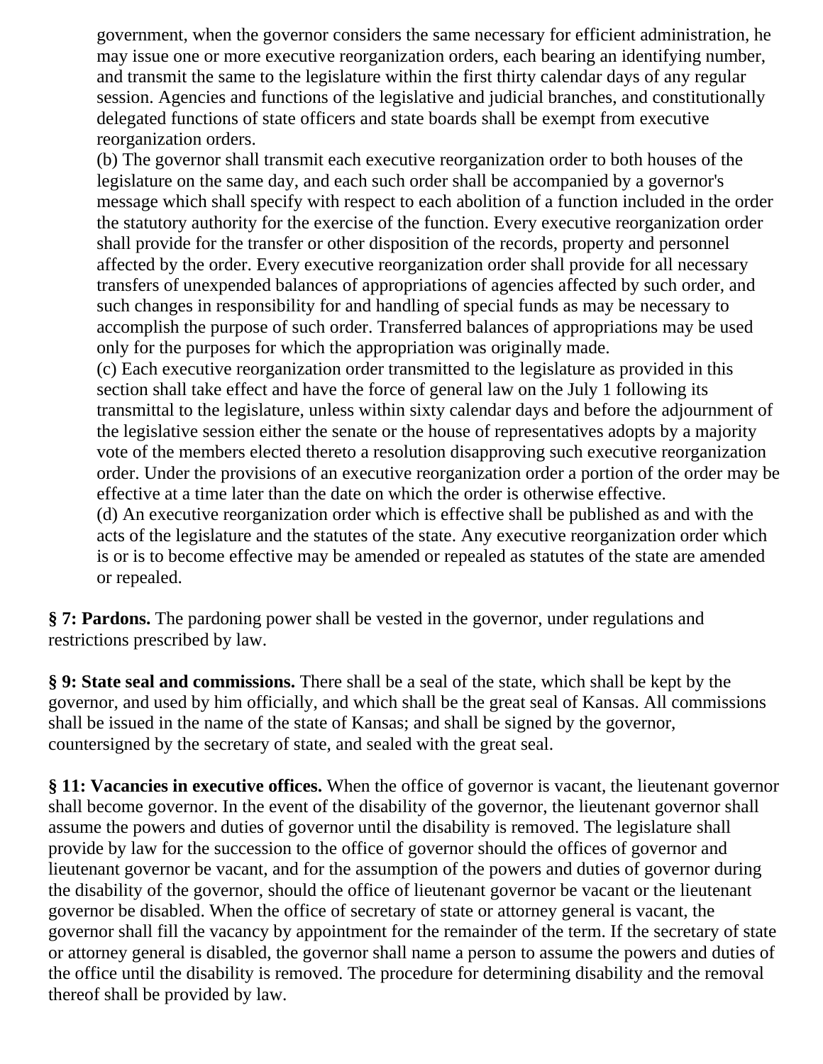government, when the governor considers the same necessary for efficient administration, he may issue one or more executive reorganization orders, each bearing an identifying number, and transmit the same to the legislature within the first thirty calendar days of any regular session. Agencies and functions of the legislative and judicial branches, and constitutionally delegated functions of state officers and state boards shall be exempt from executive reorganization orders.

(b) The governor shall transmit each executive reorganization order to both houses of the legislature on the same day, and each such order shall be accompanied by a governor's message which shall specify with respect to each abolition of a function included in the order the statutory authority for the exercise of the function. Every executive reorganization order shall provide for the transfer or other disposition of the records, property and personnel affected by the order. Every executive reorganization order shall provide for all necessary transfers of unexpended balances of appropriations of agencies affected by such order, and such changes in responsibility for and handling of special funds as may be necessary to accomplish the purpose of such order. Transferred balances of appropriations may be used only for the purposes for which the appropriation was originally made.

(c) Each executive reorganization order transmitted to the legislature as provided in this section shall take effect and have the force of general law on the July 1 following its transmittal to the legislature, unless within sixty calendar days and before the adjournment of the legislative session either the senate or the house of representatives adopts by a majority vote of the members elected thereto a resolution disapproving such executive reorganization order. Under the provisions of an executive reorganization order a portion of the order may be effective at a time later than the date on which the order is otherwise effective.

(d) An executive reorganization order which is effective shall be published as and with the acts of the legislature and the statutes of the state. Any executive reorganization order which is or is to become effective may be amended or repealed as statutes of the state are amended or repealed.

**§ 7: Pardons.** The pardoning power shall be vested in the governor, under regulations and restrictions prescribed by law.

**§ 9: State seal and commissions.** There shall be a seal of the state, which shall be kept by the governor, and used by him officially, and which shall be the great seal of Kansas. All commissions shall be issued in the name of the state of Kansas; and shall be signed by the governor, countersigned by the secretary of state, and sealed with the great seal.

**§ 11: Vacancies in executive offices.** When the office of governor is vacant, the lieutenant governor shall become governor. In the event of the disability of the governor, the lieutenant governor shall assume the powers and duties of governor until the disability is removed. The legislature shall provide by law for the succession to the office of governor should the offices of governor and lieutenant governor be vacant, and for the assumption of the powers and duties of governor during the disability of the governor, should the office of lieutenant governor be vacant or the lieutenant governor be disabled. When the office of secretary of state or attorney general is vacant, the governor shall fill the vacancy by appointment for the remainder of the term. If the secretary of state or attorney general is disabled, the governor shall name a person to assume the powers and duties of the office until the disability is removed. The procedure for determining disability and the removal thereof shall be provided by law.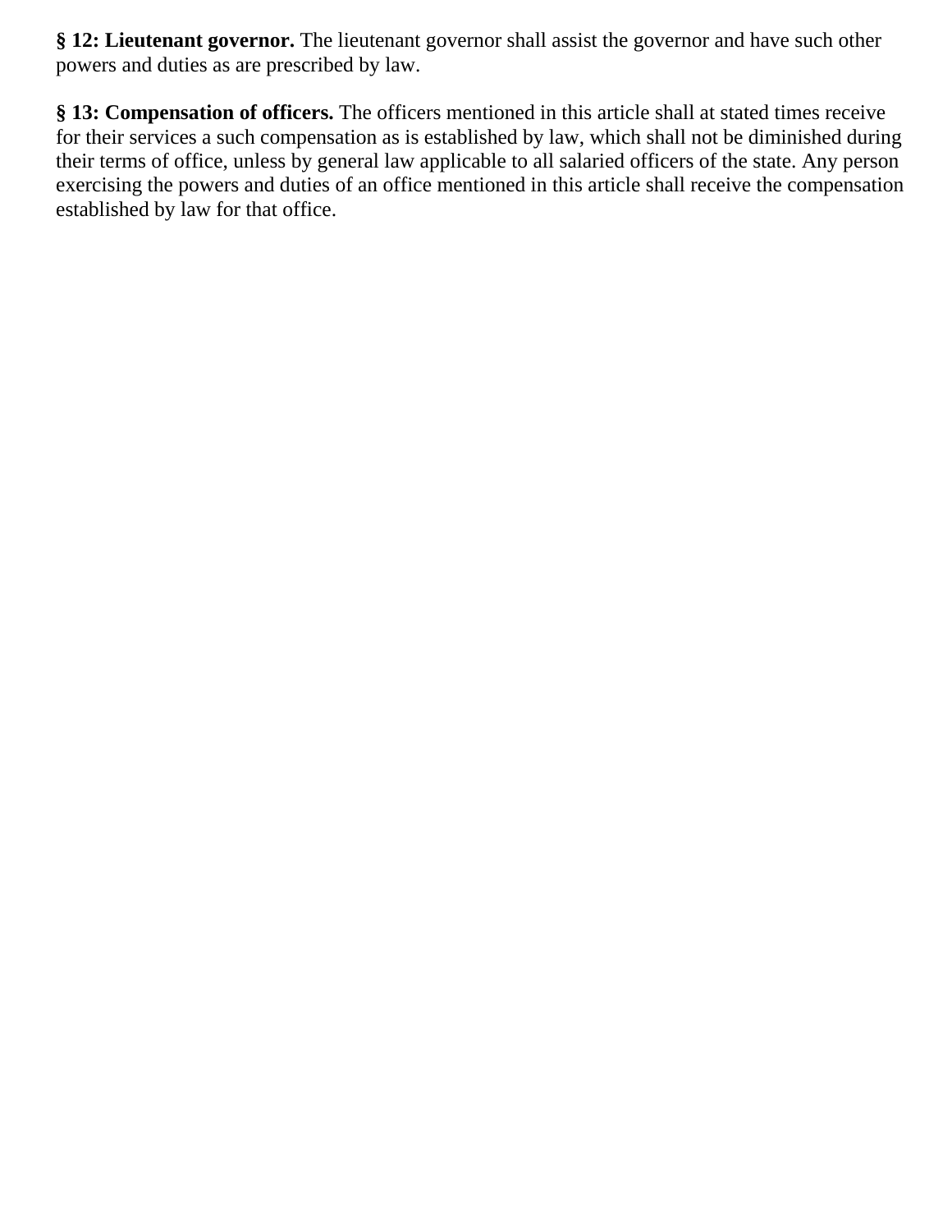**§ 12: Lieutenant governor.** The lieutenant governor shall assist the governor and have such other powers and duties as are prescribed by law.

**§ 13: Compensation of officers.** The officers mentioned in this article shall at stated times receive for their services a such compensation as is established by law, which shall not be diminished during their terms of office, unless by general law applicable to all salaried officers of the state. Any person exercising the powers and duties of an office mentioned in this article shall receive the compensation established by law for that office.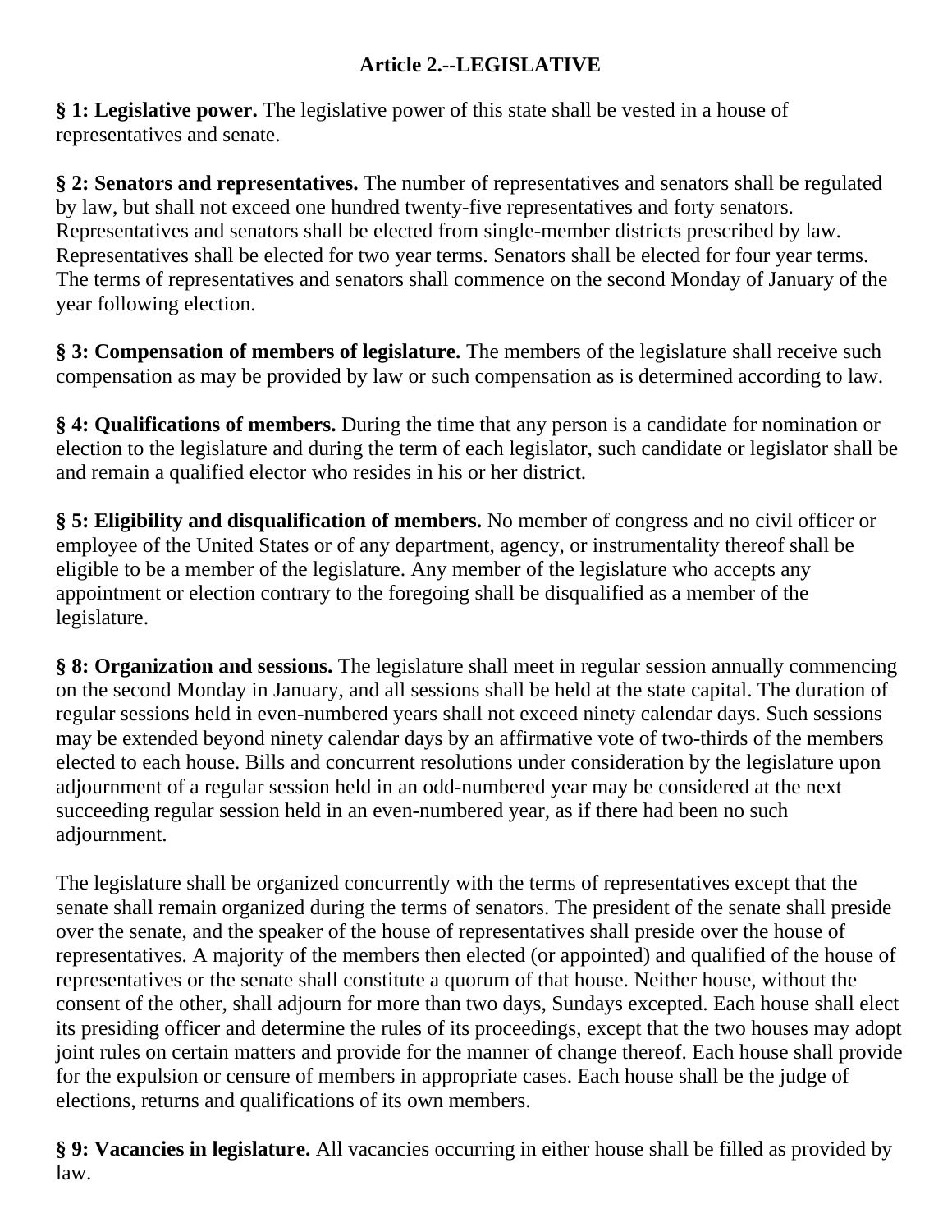## Article 2.--LEGISLATIVE

**§ 1: Legislative power.** The legislative power of this state shall be vested in a house of representatives and senate.

**§ 2: Senators and representatives.** The number of representatives and senators shall be regulated by law, but shall not exceed one hundred twenty-five representatives and forty senators. Representatives and senators shall be elected from single-member districts prescribed by law. Representatives shall be elected for two year terms. Senators shall be elected for four year terms. The terms of representatives and senators shall commence on the second Monday of January of the year following election.

**§ 3: Compensation of members of legislature.** The members of the legislature shall receive such compensation as may be provided by law or such compensation as is determined according to law.

**§ 4: Qualifications of members.** During the time that any person is a candidate for nomination or election to the legislature and during the term of each legislator, such candidate or legislator shall be and remain a qualified elector who resides in his or her district.

**§ 5: Eligibility and disqualification of members.** No member of congress and no civil officer or employee of the United States or of any department, agency, or instrumentality thereof shall be eligible to be a member of the legislature. Any member of the legislature who accepts any appointment or election contrary to the foregoing shall be disqualified as a member of the legislature.

**§ 8: Organization and sessions.** The legislature shall meet in regular session annually commencing on the second Monday in January, and all sessions shall be held at the state capital. The duration of regular sessions held in even-numbered years shall not exceed ninety calendar days. Such sessions may be extended beyond ninety calendar days by an affirmative vote of two-thirds of the members elected to each house. Bills and concurrent resolutions under consideration by the legislature upon adjournment of a regular session held in an odd-numbered year may be considered at the next succeeding regular session held in an even-numbered year, as if there had been no such adjournment.

The legislature shall be organized concurrently with the terms of representatives except that the senate shall remain organized during the terms of senators. The president of the senate shall preside over the senate, and the speaker of the house of representatives shall preside over the house of representatives. A majority of the members then elected (or appointed) and qualified of the house of representatives or the senate shall constitute a quorum of that house. Neither house, without the consent of the other, shall adjourn for more than two days, Sundays excepted. Each house shall elect its presiding officer and determine the rules of its proceedings, except that the two houses may adopt joint rules on certain matters and provide for the manner of change thereof. Each house shall provide for the expulsion or censure of members in appropriate cases. Each house shall be the judge of elections, returns and qualifications of its own members.

**§ 9: Vacancies in legislature.** All vacancies occurring in either house shall be filled as provided by law.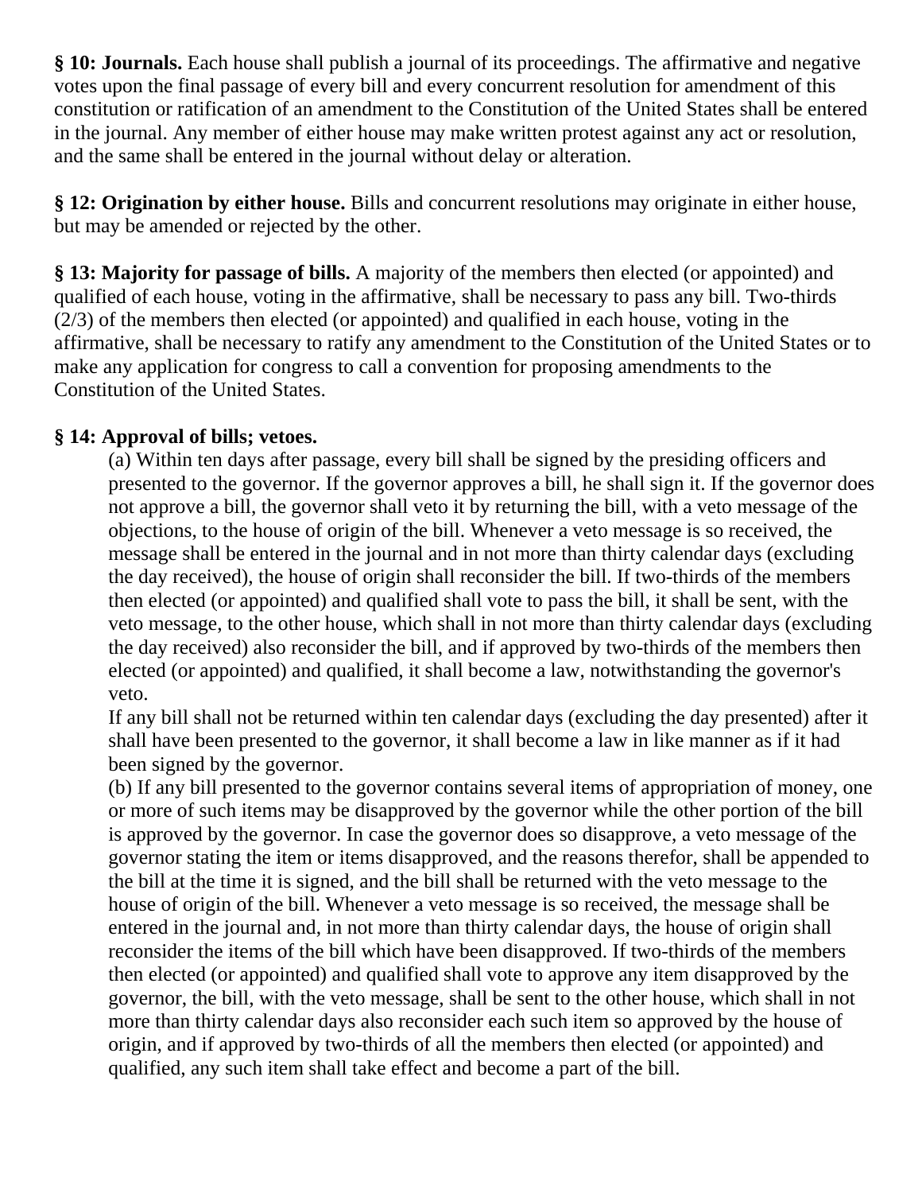**§ 10: Journals.** Each house shall publish a journal of its proceedings. The affirmative and negative votes upon the final passage of every bill and every concurrent resolution for amendment of this constitution or ratification of an amendment to the Constitution of the United States shall be entered in the journal. Any member of either house may make written protest against any act or resolution, and the same shall be entered in the journal without delay or alteration.

**§ 12: Origination by either house.** Bills and concurrent resolutions may originate in either house, but may be amended or rejected by the other.

**§ 13: Majority for passage of bills.** A majority of the members then elected (or appointed) and qualified of each house, voting in the affirmative, shall be necessary to pass any bill. Two-thirds (2/3) of the members then elected (or appointed) and qualified in each house, voting in the affirmative, shall be necessary to ratify any amendment to the Constitution of the United States or to make any application for congress to call a convention for proposing amendments to the Constitution of the United States.

**§ 14: Approval of bills; vetoes.**

(a) Within ten days after passage, every bill shall be signed by the presiding officers and presented to the governor. If the governor approves a bill, he shall sign it. If the governor does not approve a bill, the governor shall veto it by returning the bill, with a veto message of the objections, to the house of origin of the bill. Whenever a veto message is so received, the message shall be entered in the journal and in not more than thirty calendar days (excluding the day received), the house of origin shall reconsider the bill. If two-thirds of the members then elected (or appointed) and qualified shall vote to pass the bill, it shall be sent, with the veto message, to the other house, which shall in not more than thirty calendar days (excluding the day received) also reconsider the bill, and if approved by two-thirds of the members then elected (or appointed) and qualified, it shall become a law, notwithstanding the governor's veto.

If any bill shall not be returned within ten calendar days (excluding the day presented) after it shall have been presented to the governor, it shall become a law in like manner as if it had been signed by the governor.

(b) If any bill presented to the governor contains several items of appropriation of money, one or more of such items may be disapproved by the governor while the other portion of the bill is approved by the governor. In case the governor does so disapprove, a veto message of the governor stating the item or items disapproved, and the reasons therefor, shall be appended to the bill at the time it is signed, and the bill shall be returned with the veto message to the house of origin of the bill. Whenever a veto message is so received, the message shall be entered in the journal and, in not more than thirty calendar days, the house of origin shall reconsider the items of the bill which have been disapproved. If two-thirds of the members then elected (or appointed) and qualified shall vote to approve any item disapproved by the governor, the bill, with the veto message, shall be sent to the other house, which shall in not more than thirty calendar days also reconsider each such item so approved by the house of origin, and if approved by two-thirds of all the members then elected (or appointed) and qualified, any such item shall take effect and become a part of the bill.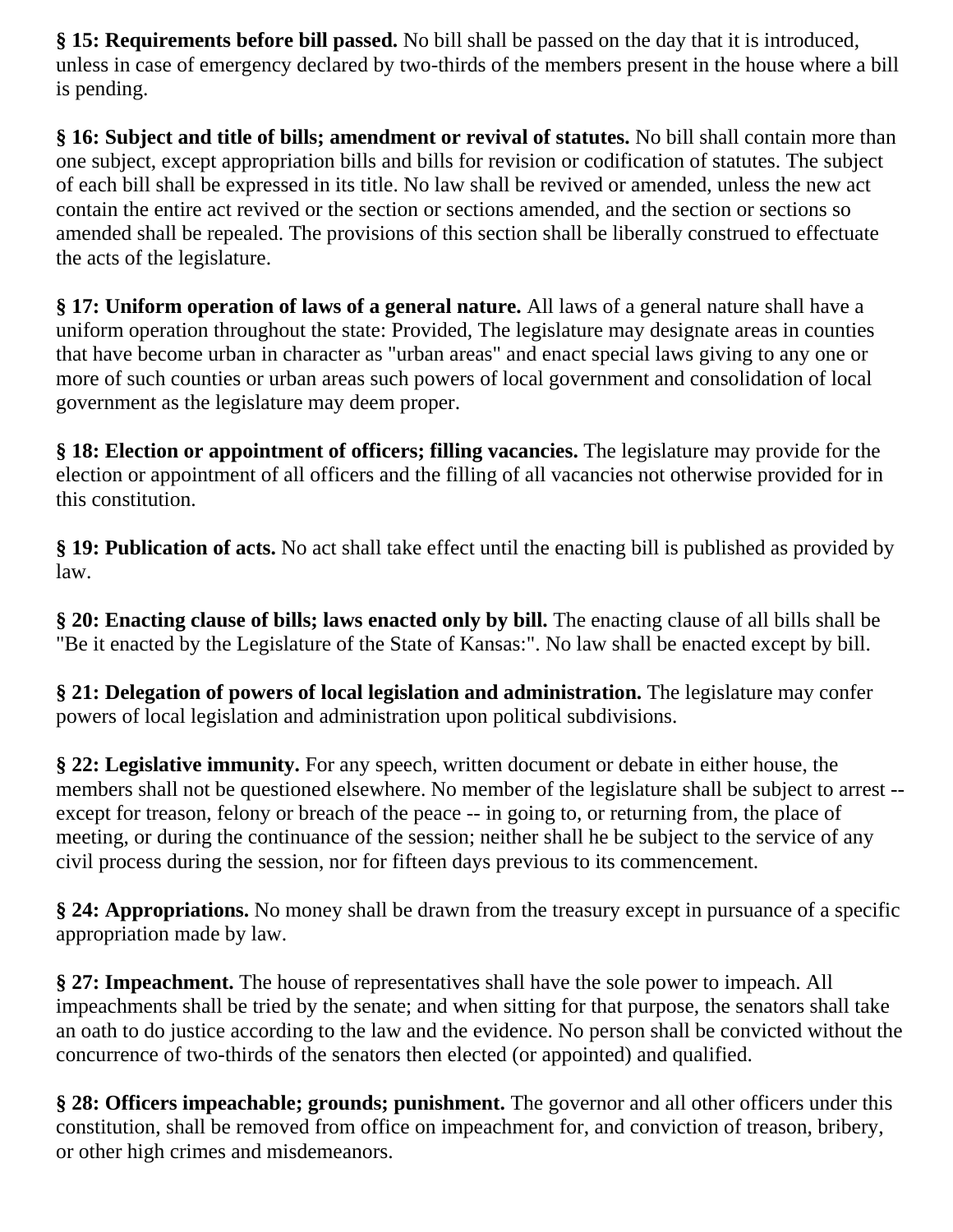**§ 15: Requirements before bill passed.** No bill shall be passed on the day that it is introduced, unless in case of emergency declared by two-thirds of the members present in the house where a bill is pending.

**§ 16: Subject and title of bills; amendment or revival of statutes.** No bill shall contain more than one subject, except appropriation bills and bills for revision or codification of statutes. The subject of each bill shall be expressed in its title. No law shall be revived or amended, unless the new act contain the entire act revived or the section or sections amended, and the section or sections so amended shall be repealed. The provisions of this section shall be liberally construed to effectuate the acts of the legislature.

**§ 17: Uniform operation of laws of a general nature.** All laws of a general nature shall have a uniform operation throughout the state: Provided, The legislature may designate areas in counties that have become urban in character as "urban areas" and enact special laws giving to any one or more of such counties or urban areas such powers of local government and consolidation of local government as the legislature may deem proper.

**§ 18: Election or appointment of officers; filling vacancies.** The legislature may provide for the election or appointment of all officers and the filling of all vacancies not otherwise provided for in this constitution.

**§ 19: Publication of acts.** No act shall take effect until the enacting bill is published as provided by law.

**§ 20: Enacting clause of bills; laws enacted only by bill.** The enacting clause of all bills shall be "Be it enacted by the Legislature of the State of Kansas:". No law shall be enacted except by bill.

**§ 21: Delegation of powers of local legislation and administration.** The legislature may confer powers of local legislation and administration upon political subdivisions.

**§ 22: Legislative immunity.** For any speech, written document or debate in either house, the members shall not be questioned elsewhere. No member of the legislature shall be subject to arrest -- except for treason, felony or breach of the peace -- in going to, or returning from, the place of meeting, or during the continuance of the session; neither shall he be subject to the service of any civil process during the session, nor for fifteen days previous to its commencement.

**§ 24: Appropriations.** No money shall be drawn from the treasury except in pursuance of a specific appropriation made by law.

**§ 27: Impeachment.** The house of representatives shall have the sole power to impeach. All impeachments shall be tried by the senate; and when sitting for that purpose, the senators shall take an oath to do justice according to the law and the evidence. No person shall be convicted without the concurrence of two-thirds of the senators then elected (or appointed) and qualified.

**§ 28: Officers impeachable; grounds; punishment.** The governor and all other officers under this constitution, shall be removed from office on impeachment for, and conviction of treason, bribery, or other high crimes and misdemeanors.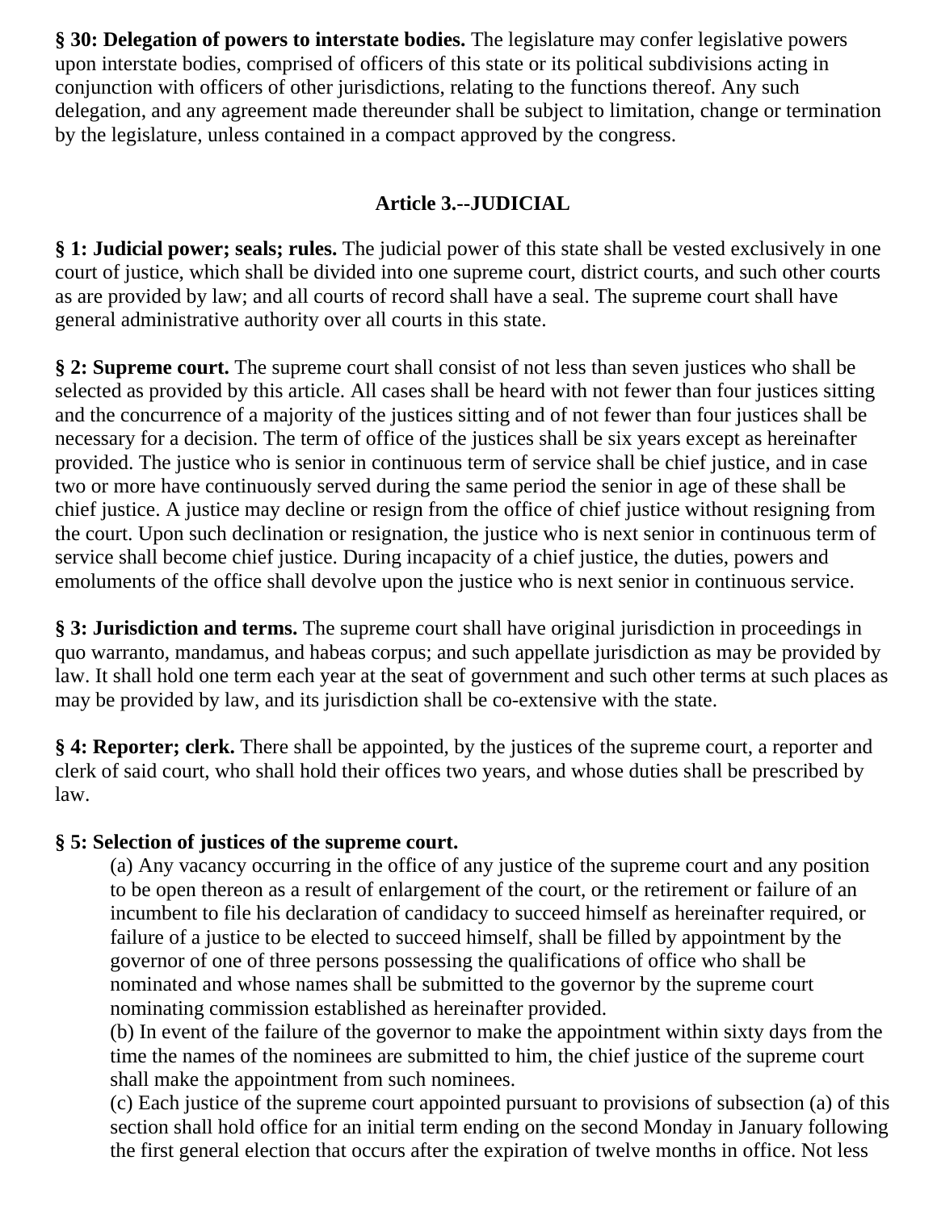**§ 30: Delegation of powers to interstate bodies.** The legislature may confer legislative powers upon interstate bodies, comprised of officers of this state or its political subdivisions acting in conjunction with officers of other jurisdictions, relating to the functions thereof. Any such delegation, and any agreement made thereunder shall be subject to limitation, change or termination by the legislature, unless contained in a compact approved by the congress.

## Article 3.--JUDICIAL

**§ 1: Judicial power; seals; rules.** The judicial power of this state shall be vested exclusively in one court of justice, which shall be divided into one supreme court, district courts, and such other courts as are provided by law; and all courts of record shall have a seal. The supreme court shall have general administrative authority over all courts in this state.

**§ 2: Supreme court.** The supreme court shall consist of not less than seven justices who shall be selected as provided by this article. All cases shall be heard with not fewer than four justices sitting and the concurrence of a majority of the justices sitting and of not fewer than four justices shall be necessary for a decision. The term of office of the justices shall be six years except as hereinafter provided. The justice who is senior in continuous term of service shall be chief justice, and in case two or more have continuously served during the same period the senior in age of these shall be chief justice. A justice may decline or resign from the office of chief justice without resigning from the court. Upon such declination or resignation, the justice who is next senior in continuous term of service shall become chief justice. During incapacity of a chief justice, the duties, powers and emoluments of the office shall devolve upon the justice who is next senior in continuous service.

**§ 3: Jurisdiction and terms.** The supreme court shall have original jurisdiction in proceedings in quo warranto, mandamus, and habeas corpus; and such appellate jurisdiction as may be provided by law. It shall hold one term each year at the seat of government and such other terms at such places as may be provided by law, and its jurisdiction shall be co-extensive with the state.

**§ 4: Reporter; clerk.** There shall be appointed, by the justices of the supreme court, a reporter and clerk of said court, who shall hold their offices two years, and whose duties shall be prescribed by law.

**§ 5: Selection of justices of the supreme court.**

(a) Any vacancy occurring in the office of any justice of the supreme court and any position to be open thereon as a result of enlargement of the court, or the retirement or failure of an incumbent to file his declaration of candidacy to succeed himself as hereinafter required, or failure of a justice to be elected to succeed himself, shall be filled by appointment by the governor of one of three persons possessing the qualifications of office who shall be nominated and whose names shall be submitted to the governor by the supreme court nominating commission established as hereinafter provided.

(b) In event of the failure of the governor to make the appointment within sixty days from the time the names of the nominees are submitted to him, the chief justice of the supreme court shall make the appointment from such nominees.

(c) Each justice of the supreme court appointed pursuant to provisions of subsection (a) of this section shall hold office for an initial term ending on the second Monday in January following the first general election that occurs after the expiration of twelve months in office. Not less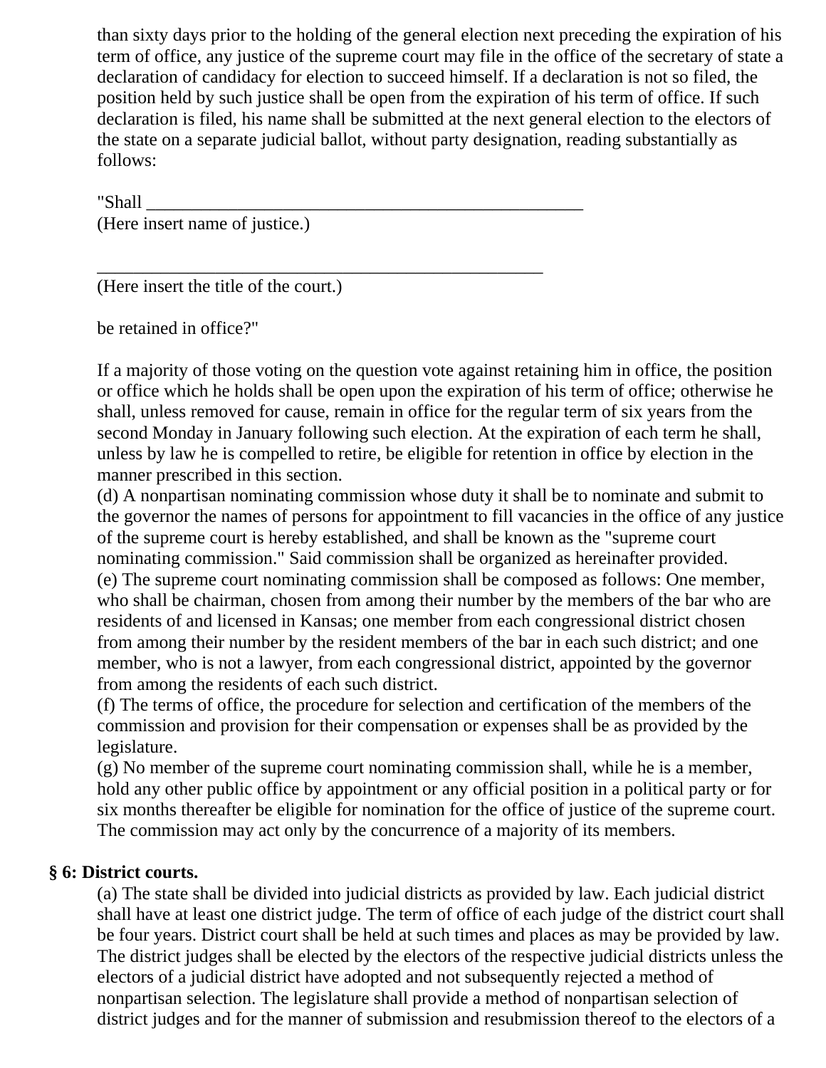than sixty days prior to the holding of the general election next preceding the expiration of his term of office, any justice of the supreme court may file in the office of the secretary of state a declaration of candidacy for election to succeed himself. If a declaration is not so filed, the position held by such justice shall be open from the expiration of his term of office. If such declaration is filed, his name shall be submitted at the next general election to the electors of the state on a separate judicial ballot, without party designation, reading substantially as follows:

"Shall ___________________________________________________
(Here insert name of justice.)

____________________________________________________
(Here insert the title of the court.)

be retained in office?"

If a majority of those voting on the question vote against retaining him in office, the position or office which he holds shall be open upon the expiration of his term of office; otherwise he shall, unless removed for cause, remain in office for the regular term of six years from the second Monday in January following such election. At the expiration of each term he shall, unless by law he is compelled to retire, be eligible for retention in office by election in the manner prescribed in this section.
(d) A nonpartisan nominating commission whose duty it shall be to nominate and submit to the governor the names of persons for appointment to fill vacancies in the office of any justice of the supreme court is hereby established, and shall be known as the "supreme court nominating commission." Said commission shall be organized as hereinafter provided.
(e) The supreme court nominating commission shall be composed as follows: One member, who shall be chairman, chosen from among their number by the members of the bar who are residents of and licensed in Kansas; one member from each congressional district chosen from among their number by the resident members of the bar in each such district; and one member, who is not a lawyer, from each congressional district, appointed by the governor from among the residents of each such district.
(f) The terms of office, the procedure for selection and certification of the members of the commission and provision for their compensation or expenses shall be as provided by the legislature.
(g) No member of the supreme court nominating commission shall, while he is a member, hold any other public office by appointment or any official position in a political party or for six months thereafter be eligible for nomination for the office of justice of the supreme court. The commission may act only by the concurrence of a majority of its members.

**§ 6: District courts.**

(a) The state shall be divided into judicial districts as provided by law. Each judicial district shall have at least one district judge. The term of office of each judge of the district court shall be four years. District court shall be held at such times and places as may be provided by law. The district judges shall be elected by the electors of the respective judicial districts unless the electors of a judicial district have adopted and not subsequently rejected a method of nonpartisan selection. The legislature shall provide a method of nonpartisan selection of district judges and for the manner of submission and resubmission thereof to the electors of a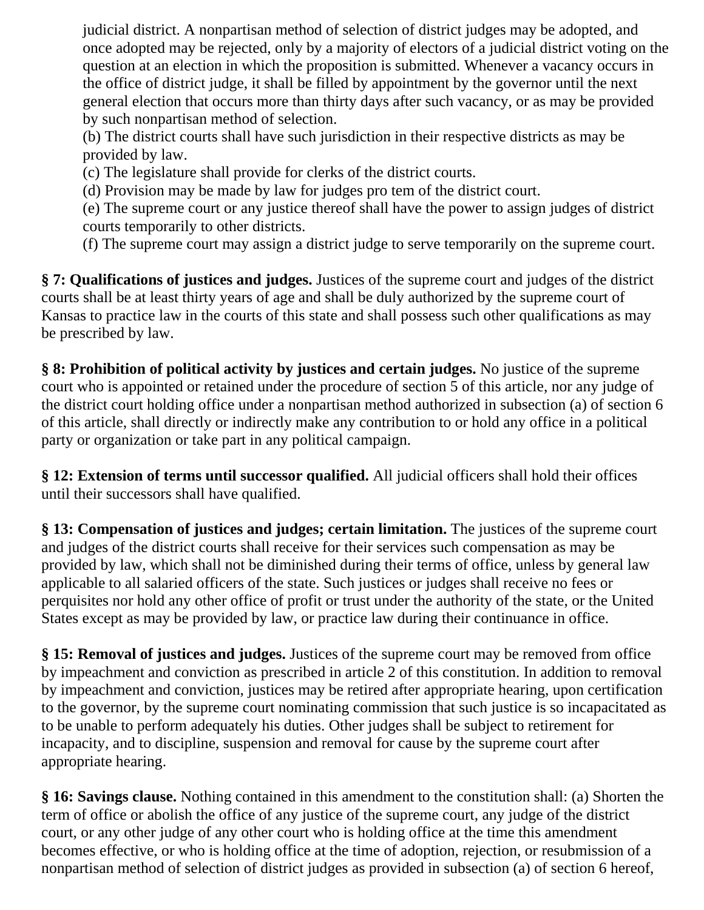judicial district. A nonpartisan method of selection of district judges may be adopted, and once adopted may be rejected, only by a majority of electors of a judicial district voting on the question at an election in which the proposition is submitted. Whenever a vacancy occurs in the office of district judge, it shall be filled by appointment by the governor until the next general election that occurs more than thirty days after such vacancy, or as may be provided by such nonpartisan method of selection.

(b) The district courts shall have such jurisdiction in their respective districts as may be provided by law.

(c) The legislature shall provide for clerks of the district courts.

(d) Provision may be made by law for judges pro tem of the district court.

(e) The supreme court or any justice thereof shall have the power to assign judges of district courts temporarily to other districts.

(f) The supreme court may assign a district judge to serve temporarily on the supreme court.

**§ 7: Qualifications of justices and judges.** Justices of the supreme court and judges of the district courts shall be at least thirty years of age and shall be duly authorized by the supreme court of Kansas to practice law in the courts of this state and shall possess such other qualifications as may be prescribed by law.

**§ 8: Prohibition of political activity by justices and certain judges.** No justice of the supreme court who is appointed or retained under the procedure of section 5 of this article, nor any judge of the district court holding office under a nonpartisan method authorized in subsection (a) of section 6 of this article, shall directly or indirectly make any contribution to or hold any office in a political party or organization or take part in any political campaign.

**§ 12: Extension of terms until successor qualified.** All judicial officers shall hold their offices until their successors shall have qualified.

**§ 13: Compensation of justices and judges; certain limitation.** The justices of the supreme court and judges of the district courts shall receive for their services such compensation as may be provided by law, which shall not be diminished during their terms of office, unless by general law applicable to all salaried officers of the state. Such justices or judges shall receive no fees or perquisites nor hold any other office of profit or trust under the authority of the state, or the United States except as may be provided by law, or practice law during their continuance in office.

**§ 15: Removal of justices and judges.** Justices of the supreme court may be removed from office by impeachment and conviction as prescribed in article 2 of this constitution. In addition to removal by impeachment and conviction, justices may be retired after appropriate hearing, upon certification to the governor, by the supreme court nominating commission that such justice is so incapacitated as to be unable to perform adequately his duties. Other judges shall be subject to retirement for incapacity, and to discipline, suspension and removal for cause by the supreme court after appropriate hearing.

**§ 16: Savings clause.** Nothing contained in this amendment to the constitution shall: (a) Shorten the term of office or abolish the office of any justice of the supreme court, any judge of the district court, or any other judge of any other court who is holding office at the time this amendment becomes effective, or who is holding office at the time of adoption, rejection, or resubmission of a nonpartisan method of selection of district judges as provided in subsection (a) of section 6 hereof,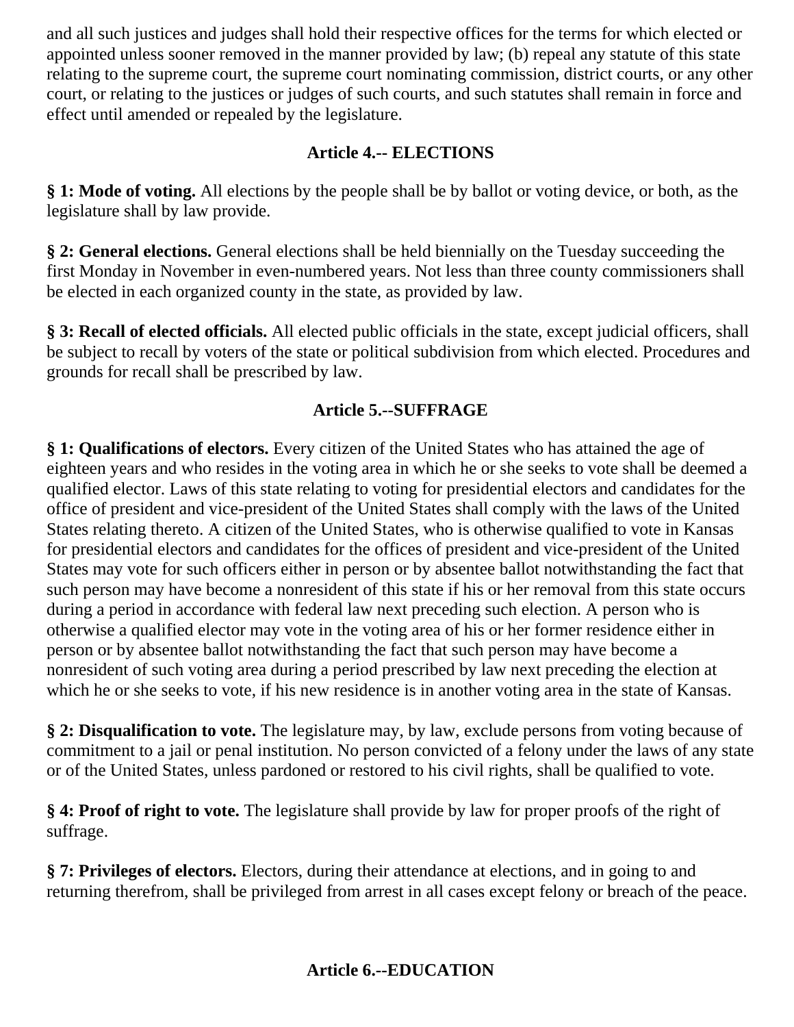and all such justices and judges shall hold their respective offices for the terms for which elected or appointed unless sooner removed in the manner provided by law; (b) repeal any statute of this state relating to the supreme court, the supreme court nominating commission, district courts, or any other court, or relating to the justices or judges of such courts, and such statutes shall remain in force and effect until amended or repealed by the legislature.

## Article 4.-- ELECTIONS

**§ 1: Mode of voting.** All elections by the people shall be by ballot or voting device, or both, as the legislature shall by law provide.

**§ 2: General elections.** General elections shall be held biennially on the Tuesday succeeding the first Monday in November in even-numbered years. Not less than three county commissioners shall be elected in each organized county in the state, as provided by law.

**§ 3: Recall of elected officials.** All elected public officials in the state, except judicial officers, shall be subject to recall by voters of the state or political subdivision from which elected. Procedures and grounds for recall shall be prescribed by law.

## Article 5.--SUFFRAGE

**§ 1: Qualifications of electors.** Every citizen of the United States who has attained the age of eighteen years and who resides in the voting area in which he or she seeks to vote shall be deemed a qualified elector. Laws of this state relating to voting for presidential electors and candidates for the office of president and vice-president of the United States shall comply with the laws of the United States relating thereto. A citizen of the United States, who is otherwise qualified to vote in Kansas for presidential electors and candidates for the offices of president and vice-president of the United States may vote for such officers either in person or by absentee ballot notwithstanding the fact that such person may have become a nonresident of this state if his or her removal from this state occurs during a period in accordance with federal law next preceding such election. A person who is otherwise a qualified elector may vote in the voting area of his or her former residence either in person or by absentee ballot notwithstanding the fact that such person may have become a nonresident of such voting area during a period prescribed by law next preceding the election at which he or she seeks to vote, if his new residence is in another voting area in the state of Kansas.

**§ 2: Disqualification to vote.** The legislature may, by law, exclude persons from voting because of commitment to a jail or penal institution. No person convicted of a felony under the laws of any state or of the United States, unless pardoned or restored to his civil rights, shall be qualified to vote.

**§ 4: Proof of right to vote.** The legislature shall provide by law for proper proofs of the right of suffrage.

**§ 7: Privileges of electors.** Electors, during their attendance at elections, and in going to and returning therefrom, shall be privileged from arrest in all cases except felony or breach of the peace.

## Article 6.--EDUCATION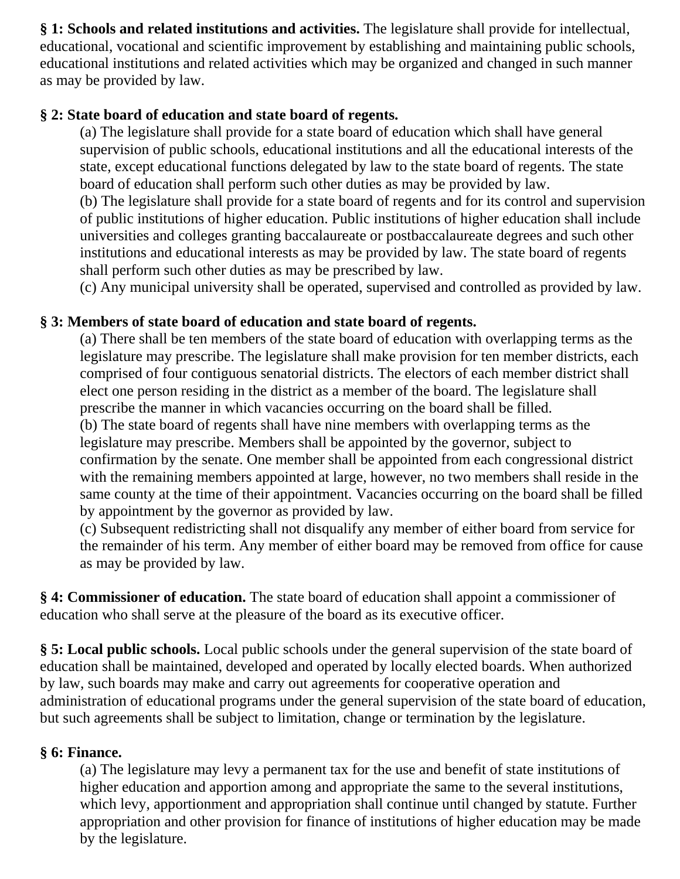**§ 1: Schools and related institutions and activities.** The legislature shall provide for intellectual, educational, vocational and scientific improvement by establishing and maintaining public schools, educational institutions and related activities which may be organized and changed in such manner as may be provided by law.

**§ 2: State board of education and state board of regents.**

(a) The legislature shall provide for a state board of education which shall have general supervision of public schools, educational institutions and all the educational interests of the state, except educational functions delegated by law to the state board of regents. The state board of education shall perform such other duties as may be provided by law.

(b) The legislature shall provide for a state board of regents and for its control and supervision of public institutions of higher education. Public institutions of higher education shall include universities and colleges granting baccalaureate or postbaccalaureate degrees and such other institutions and educational interests as may be provided by law. The state board of regents shall perform such other duties as may be prescribed by law.

(c) Any municipal university shall be operated, supervised and controlled as provided by law.

**§ 3: Members of state board of education and state board of regents.**

(a) There shall be ten members of the state board of education with overlapping terms as the legislature may prescribe. The legislature shall make provision for ten member districts, each comprised of four contiguous senatorial districts. The electors of each member district shall elect one person residing in the district as a member of the board. The legislature shall prescribe the manner in which vacancies occurring on the board shall be filled.

(b) The state board of regents shall have nine members with overlapping terms as the legislature may prescribe. Members shall be appointed by the governor, subject to confirmation by the senate. One member shall be appointed from each congressional district with the remaining members appointed at large, however, no two members shall reside in the same county at the time of their appointment. Vacancies occurring on the board shall be filled by appointment by the governor as provided by law.

(c) Subsequent redistricting shall not disqualify any member of either board from service for the remainder of his term. Any member of either board may be removed from office for cause as may be provided by law.

**§ 4: Commissioner of education.** The state board of education shall appoint a commissioner of education who shall serve at the pleasure of the board as its executive officer.

**§ 5: Local public schools.** Local public schools under the general supervision of the state board of education shall be maintained, developed and operated by locally elected boards. When authorized by law, such boards may make and carry out agreements for cooperative operation and administration of educational programs under the general supervision of the state board of education, but such agreements shall be subject to limitation, change or termination by the legislature.

**§ 6: Finance.**

(a) The legislature may levy a permanent tax for the use and benefit of state institutions of higher education and apportion among and appropriate the same to the several institutions, which levy, apportionment and appropriation shall continue until changed by statute. Further appropriation and other provision for finance of institutions of higher education may be made by the legislature.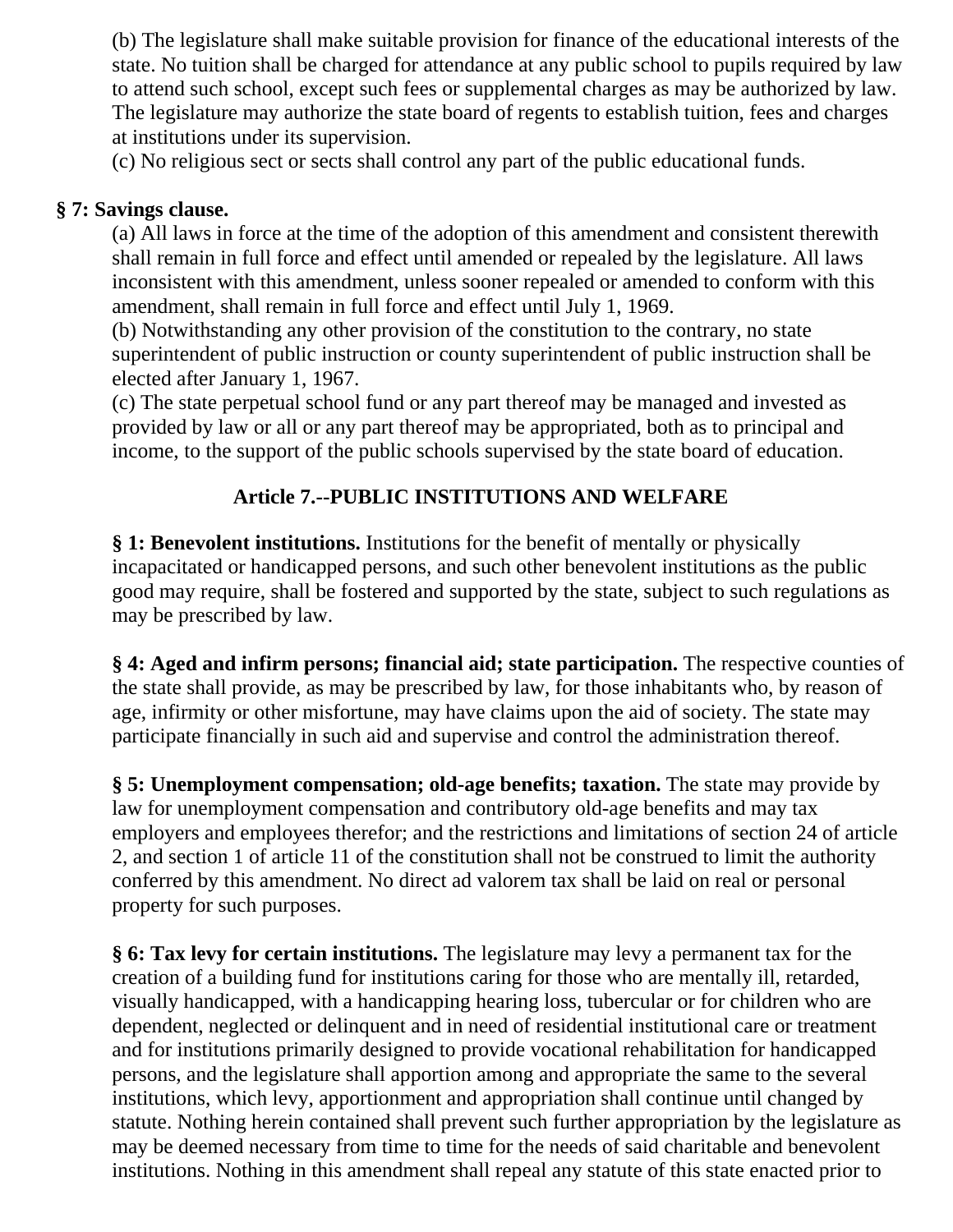(b) The legislature shall make suitable provision for finance of the educational interests of the state. No tuition shall be charged for attendance at any public school to pupils required by law to attend such school, except such fees or supplemental charges as may be authorized by law. The legislature may authorize the state board of regents to establish tuition, fees and charges at institutions under its supervision.

(c) No religious sect or sects shall control any part of the public educational funds.

**§ 7: Savings clause.**

(a) All laws in force at the time of the adoption of this amendment and consistent therewith shall remain in full force and effect until amended or repealed by the legislature. All laws inconsistent with this amendment, unless sooner repealed or amended to conform with this amendment, shall remain in full force and effect until July 1, 1969.

(b) Notwithstanding any other provision of the constitution to the contrary, no state superintendent of public instruction or county superintendent of public instruction shall be elected after January 1, 1967.

(c) The state perpetual school fund or any part thereof may be managed and invested as provided by law or all or any part thereof may be appropriated, both as to principal and income, to the support of the public schools supervised by the state board of education.

## Article 7.--PUBLIC INSTITUTIONS AND WELFARE

**§ 1: Benevolent institutions.** Institutions for the benefit of mentally or physically incapacitated or handicapped persons, and such other benevolent institutions as the public good may require, shall be fostered and supported by the state, subject to such regulations as may be prescribed by law.

**§ 4: Aged and infirm persons; financial aid; state participation.** The respective counties of the state shall provide, as may be prescribed by law, for those inhabitants who, by reason of age, infirmity or other misfortune, may have claims upon the aid of society. The state may participate financially in such aid and supervise and control the administration thereof.

**§ 5: Unemployment compensation; old-age benefits; taxation.** The state may provide by law for unemployment compensation and contributory old-age benefits and may tax employers and employees therefor; and the restrictions and limitations of section 24 of article 2, and section 1 of article 11 of the constitution shall not be construed to limit the authority conferred by this amendment. No direct ad valorem tax shall be laid on real or personal property for such purposes.

**§ 6: Tax levy for certain institutions.** The legislature may levy a permanent tax for the creation of a building fund for institutions caring for those who are mentally ill, retarded, visually handicapped, with a handicapping hearing loss, tubercular or for children who are dependent, neglected or delinquent and in need of residential institutional care or treatment and for institutions primarily designed to provide vocational rehabilitation for handicapped persons, and the legislature shall apportion among and appropriate the same to the several institutions, which levy, apportionment and appropriation shall continue until changed by statute. Nothing herein contained shall prevent such further appropriation by the legislature as may be deemed necessary from time to time for the needs of said charitable and benevolent institutions. Nothing in this amendment shall repeal any statute of this state enacted prior to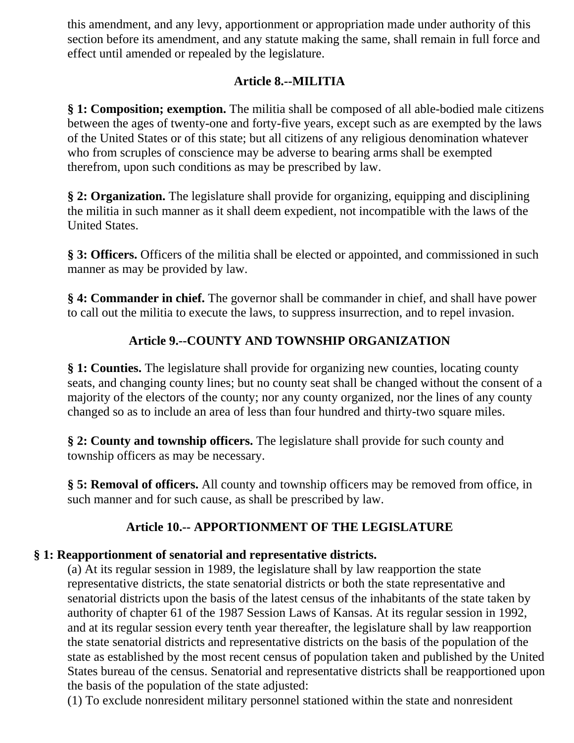this amendment, and any levy, apportionment or appropriation made under authority of this section before its amendment, and any statute making the same, shall remain in full force and effect until amended or repealed by the legislature.

## Article 8.--MILITIA

**§ 1: Composition; exemption.** The militia shall be composed of all able-bodied male citizens between the ages of twenty-one and forty-five years, except such as are exempted by the laws of the United States or of this state; but all citizens of any religious denomination whatever who from scruples of conscience may be adverse to bearing arms shall be exempted therefrom, upon such conditions as may be prescribed by law.

**§ 2: Organization.** The legislature shall provide for organizing, equipping and disciplining the militia in such manner as it shall deem expedient, not incompatible with the laws of the United States.

**§ 3: Officers.** Officers of the militia shall be elected or appointed, and commissioned in such manner as may be provided by law.

**§ 4: Commander in chief.** The governor shall be commander in chief, and shall have power to call out the militia to execute the laws, to suppress insurrection, and to repel invasion.

## Article 9.--COUNTY AND TOWNSHIP ORGANIZATION

**§ 1: Counties.** The legislature shall provide for organizing new counties, locating county seats, and changing county lines; but no county seat shall be changed without the consent of a majority of the electors of the county; nor any county organized, nor the lines of any county changed so as to include an area of less than four hundred and thirty-two square miles.

**§ 2: County and township officers.** The legislature shall provide for such county and township officers as may be necessary.

**§ 5: Removal of officers.** All county and township officers may be removed from office, in such manner and for such cause, as shall be prescribed by law.

## Article 10.-- APPORTIONMENT OF THE LEGISLATURE

**§ 1: Reapportionment of senatorial and representative districts.**

(a) At its regular session in 1989, the legislature shall by law reapportion the state representative districts, the state senatorial districts or both the state representative and senatorial districts upon the basis of the latest census of the inhabitants of the state taken by authority of chapter 61 of the 1987 Session Laws of Kansas. At its regular session in 1992, and at its regular session every tenth year thereafter, the legislature shall by law reapportion the state senatorial districts and representative districts on the basis of the population of the state as established by the most recent census of population taken and published by the United States bureau of the census. Senatorial and representative districts shall be reapportioned upon the basis of the population of the state adjusted:

(1) To exclude nonresident military personnel stationed within the state and nonresident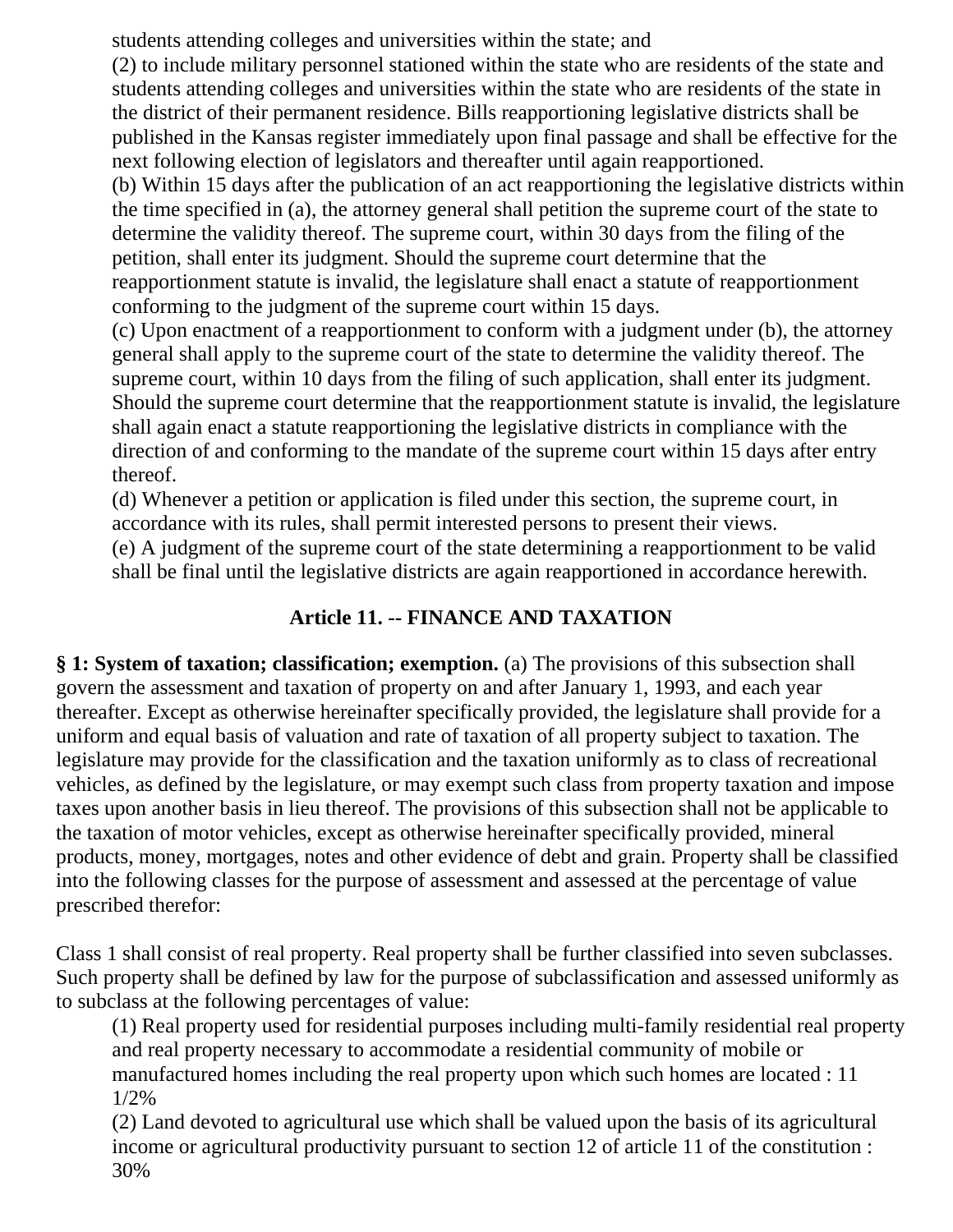students attending colleges and universities within the state; and

(2) to include military personnel stationed within the state who are residents of the state and students attending colleges and universities within the state who are residents of the state in the district of their permanent residence. Bills reapportioning legislative districts shall be published in the Kansas register immediately upon final passage and shall be effective for the next following election of legislators and thereafter until again reapportioned.

(b) Within 15 days after the publication of an act reapportioning the legislative districts within the time specified in (a), the attorney general shall petition the supreme court of the state to determine the validity thereof. The supreme court, within 30 days from the filing of the petition, shall enter its judgment. Should the supreme court determine that the reapportionment statute is invalid, the legislature shall enact a statute of reapportionment conforming to the judgment of the supreme court within 15 days.

(c) Upon enactment of a reapportionment to conform with a judgment under (b), the attorney general shall apply to the supreme court of the state to determine the validity thereof. The supreme court, within 10 days from the filing of such application, shall enter its judgment. Should the supreme court determine that the reapportionment statute is invalid, the legislature shall again enact a statute reapportioning the legislative districts in compliance with the direction of and conforming to the mandate of the supreme court within 15 days after entry thereof.

(d) Whenever a petition or application is filed under this section, the supreme court, in accordance with its rules, shall permit interested persons to present their views.

(e) A judgment of the supreme court of the state determining a reapportionment to be valid shall be final until the legislative districts are again reapportioned in accordance herewith.

## Article 11. -- FINANCE AND TAXATION

**§ 1: System of taxation; classification; exemption.** (a) The provisions of this subsection shall govern the assessment and taxation of property on and after January 1, 1993, and each year thereafter. Except as otherwise hereinafter specifically provided, the legislature shall provide for a uniform and equal basis of valuation and rate of taxation of all property subject to taxation. The legislature may provide for the classification and the taxation uniformly as to class of recreational vehicles, as defined by the legislature, or may exempt such class from property taxation and impose taxes upon another basis in lieu thereof. The provisions of this subsection shall not be applicable to the taxation of motor vehicles, except as otherwise hereinafter specifically provided, mineral products, money, mortgages, notes and other evidence of debt and grain. Property shall be classified into the following classes for the purpose of assessment and assessed at the percentage of value prescribed therefor:

Class 1 shall consist of real property. Real property shall be further classified into seven subclasses. Such property shall be defined by law for the purpose of subclassification and assessed uniformly as to subclass at the following percentages of value:

(1) Real property used for residential purposes including multi-family residential real property and real property necessary to accommodate a residential community of mobile or manufactured homes including the real property upon which such homes are located : 11 1/2%

(2) Land devoted to agricultural use which shall be valued upon the basis of its agricultural income or agricultural productivity pursuant to section 12 of article 11 of the constitution : 30%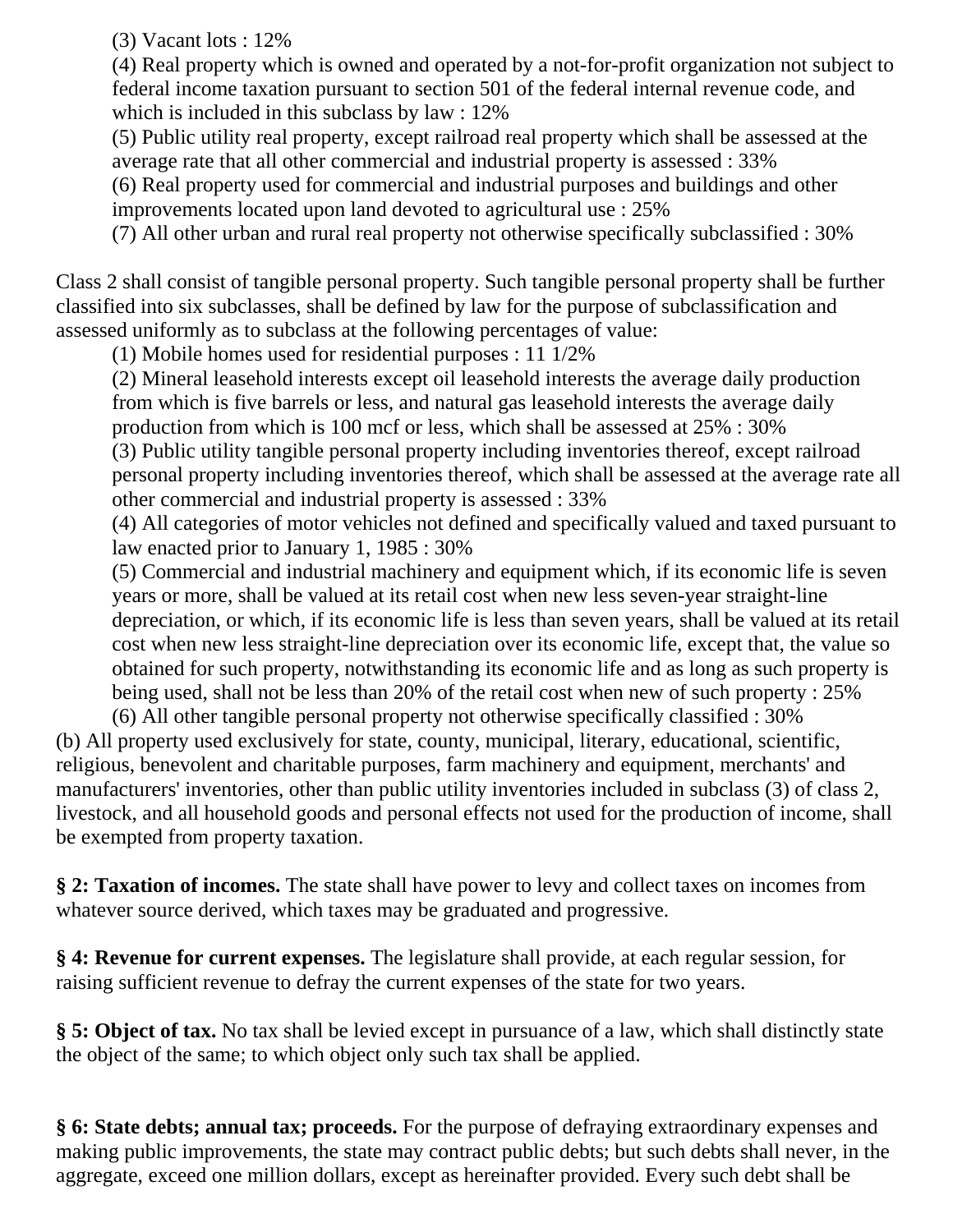(3) Vacant lots : 12%
(4) Real property which is owned and operated by a not-for-profit organization not subject to federal income taxation pursuant to section 501 of the federal internal revenue code, and which is included in this subclass by law : 12%
(5) Public utility real property, except railroad real property which shall be assessed at the average rate that all other commercial and industrial property is assessed : 33%
(6) Real property used for commercial and industrial purposes and buildings and other improvements located upon land devoted to agricultural use : 25%
(7) All other urban and rural real property not otherwise specifically subclassified : 30%

Class 2 shall consist of tangible personal property. Such tangible personal property shall be further classified into six subclasses, shall be defined by law for the purpose of subclassification and assessed uniformly as to subclass at the following percentages of value:

(1) Mobile homes used for residential purposes : 11 1/2%
(2) Mineral leasehold interests except oil leasehold interests the average daily production from which is five barrels or less, and natural gas leasehold interests the average daily production from which is 100 mcf or less, which shall be assessed at 25% : 30%
(3) Public utility tangible personal property including inventories thereof, except railroad personal property including inventories thereof, which shall be assessed at the average rate all other commercial and industrial property is assessed : 33%
(4) All categories of motor vehicles not defined and specifically valued and taxed pursuant to law enacted prior to January 1, 1985 : 30%
(5) Commercial and industrial machinery and equipment which, if its economic life is seven years or more, shall be valued at its retail cost when new less seven-year straight-line depreciation, or which, if its economic life is less than seven years, shall be valued at its retail cost when new less straight-line depreciation over its economic life, except that, the value so obtained for such property, notwithstanding its economic life and as long as such property is being used, shall not be less than 20% of the retail cost when new of such property : 25%
(6) All other tangible personal property not otherwise specifically classified : 30%

(b) All property used exclusively for state, county, municipal, literary, educational, scientific, religious, benevolent and charitable purposes, farm machinery and equipment, merchants' and manufacturers' inventories, other than public utility inventories included in subclass (3) of class 2, livestock, and all household goods and personal effects not used for the production of income, shall be exempted from property taxation.

**§ 2: Taxation of incomes.** The state shall have power to levy and collect taxes on incomes from whatever source derived, which taxes may be graduated and progressive.

**§ 4: Revenue for current expenses.** The legislature shall provide, at each regular session, for raising sufficient revenue to defray the current expenses of the state for two years.

**§ 5: Object of tax.** No tax shall be levied except in pursuance of a law, which shall distinctly state the object of the same; to which object only such tax shall be applied.

**§ 6: State debts; annual tax; proceeds.** For the purpose of defraying extraordinary expenses and making public improvements, the state may contract public debts; but such debts shall never, in the aggregate, exceed one million dollars, except as hereinafter provided. Every such debt shall be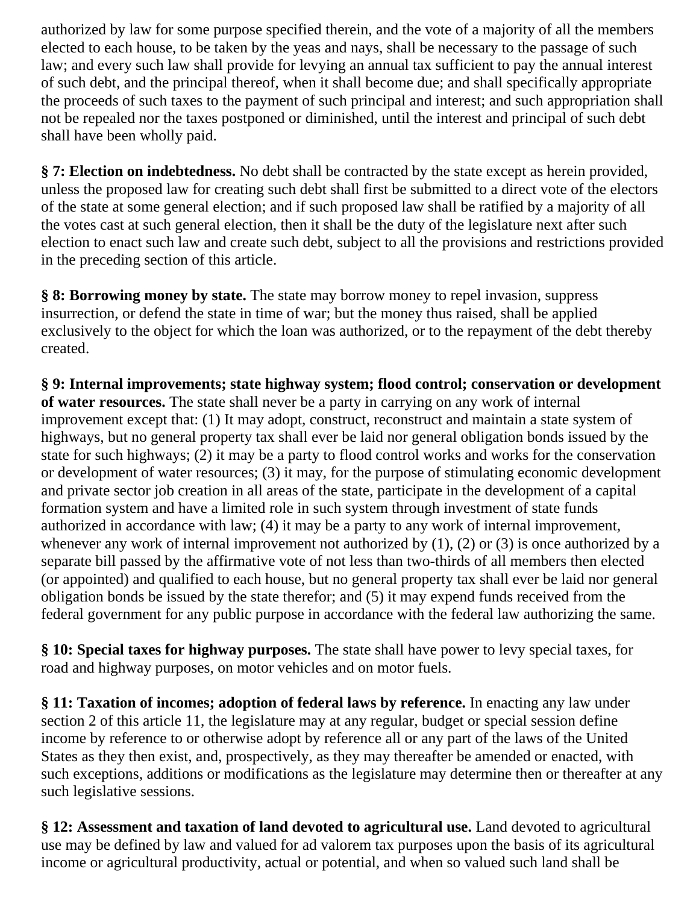authorized by law for some purpose specified therein, and the vote of a majority of all the members elected to each house, to be taken by the yeas and nays, shall be necessary to the passage of such law; and every such law shall provide for levying an annual tax sufficient to pay the annual interest of such debt, and the principal thereof, when it shall become due; and shall specifically appropriate the proceeds of such taxes to the payment of such principal and interest; and such appropriation shall not be repealed nor the taxes postponed or diminished, until the interest and principal of such debt shall have been wholly paid.

**§ 7: Election on indebtedness.** No debt shall be contracted by the state except as herein provided, unless the proposed law for creating such debt shall first be submitted to a direct vote of the electors of the state at some general election; and if such proposed law shall be ratified by a majority of all the votes cast at such general election, then it shall be the duty of the legislature next after such election to enact such law and create such debt, subject to all the provisions and restrictions provided in the preceding section of this article.

**§ 8: Borrowing money by state.** The state may borrow money to repel invasion, suppress insurrection, or defend the state in time of war; but the money thus raised, shall be applied exclusively to the object for which the loan was authorized, or to the repayment of the debt thereby created.

**§ 9: Internal improvements; state highway system; flood control; conservation or development of water resources.** The state shall never be a party in carrying on any work of internal improvement except that: (1) It may adopt, construct, reconstruct and maintain a state system of highways, but no general property tax shall ever be laid nor general obligation bonds issued by the state for such highways; (2) it may be a party to flood control works and works for the conservation or development of water resources; (3) it may, for the purpose of stimulating economic development and private sector job creation in all areas of the state, participate in the development of a capital formation system and have a limited role in such system through investment of state funds authorized in accordance with law; (4) it may be a party to any work of internal improvement, whenever any work of internal improvement not authorized by (1), (2) or (3) is once authorized by a separate bill passed by the affirmative vote of not less than two-thirds of all members then elected (or appointed) and qualified to each house, but no general property tax shall ever be laid nor general obligation bonds be issued by the state therefor; and (5) it may expend funds received from the federal government for any public purpose in accordance with the federal law authorizing the same.

**§ 10: Special taxes for highway purposes.** The state shall have power to levy special taxes, for road and highway purposes, on motor vehicles and on motor fuels.

**§ 11: Taxation of incomes; adoption of federal laws by reference.** In enacting any law under section 2 of this article 11, the legislature may at any regular, budget or special session define income by reference to or otherwise adopt by reference all or any part of the laws of the United States as they then exist, and, prospectively, as they may thereafter be amended or enacted, with such exceptions, additions or modifications as the legislature may determine then or thereafter at any such legislative sessions.

**§ 12: Assessment and taxation of land devoted to agricultural use.** Land devoted to agricultural use may be defined by law and valued for ad valorem tax purposes upon the basis of its agricultural income or agricultural productivity, actual or potential, and when so valued such land shall be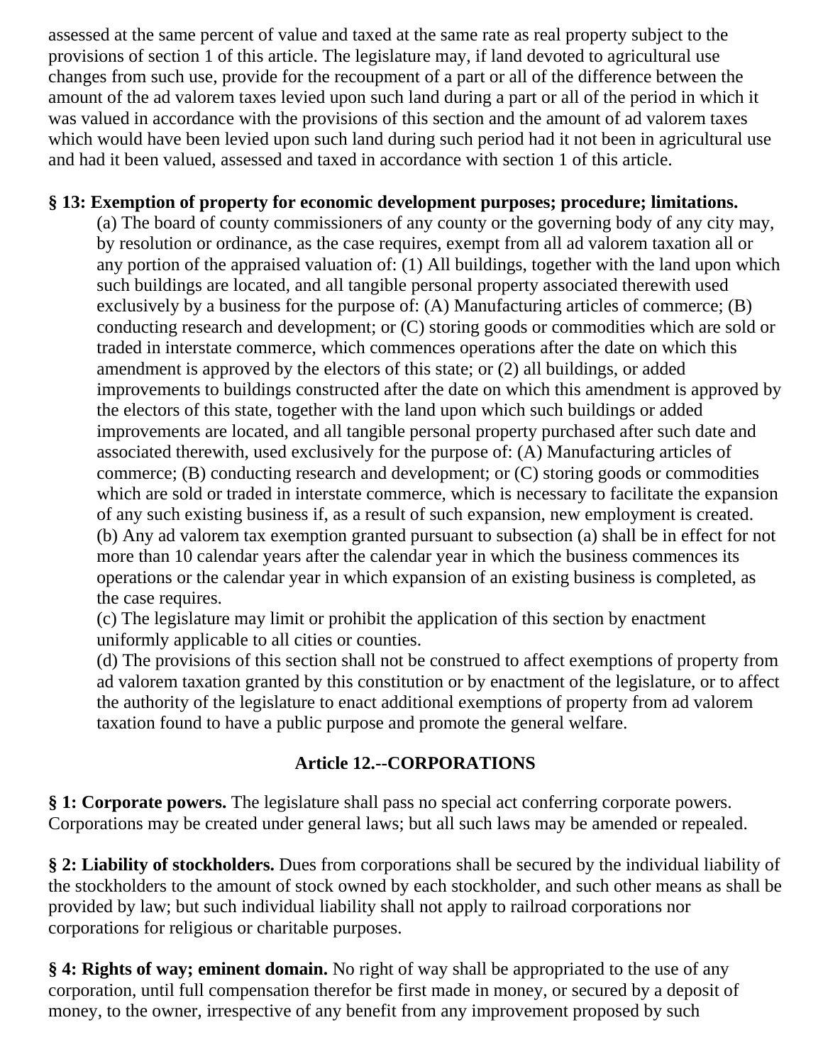assessed at the same percent of value and taxed at the same rate as real property subject to the provisions of section 1 of this article. The legislature may, if land devoted to agricultural use changes from such use, provide for the recoupment of a part or all of the difference between the amount of the ad valorem taxes levied upon such land during a part or all of the period in which it was valued in accordance with the provisions of this section and the amount of ad valorem taxes which would have been levied upon such land during such period had it not been in agricultural use and had it been valued, assessed and taxed in accordance with section 1 of this article.

**§ 13: Exemption of property for economic development purposes; procedure; limitations.**

(a) The board of county commissioners of any county or the governing body of any city may, by resolution or ordinance, as the case requires, exempt from all ad valorem taxation all or any portion of the appraised valuation of: (1) All buildings, together with the land upon which such buildings are located, and all tangible personal property associated therewith used exclusively by a business for the purpose of: (A) Manufacturing articles of commerce; (B) conducting research and development; or (C) storing goods or commodities which are sold or traded in interstate commerce, which commences operations after the date on which this amendment is approved by the electors of this state; or (2) all buildings, or added improvements to buildings constructed after the date on which this amendment is approved by the electors of this state, together with the land upon which such buildings or added improvements are located, and all tangible personal property purchased after such date and associated therewith, used exclusively for the purpose of: (A) Manufacturing articles of commerce; (B) conducting research and development; or (C) storing goods or commodities which are sold or traded in interstate commerce, which is necessary to facilitate the expansion of any such existing business if, as a result of such expansion, new employment is created.

(b) Any ad valorem tax exemption granted pursuant to subsection (a) shall be in effect for not more than 10 calendar years after the calendar year in which the business commences its operations or the calendar year in which expansion of an existing business is completed, as the case requires.

(c) The legislature may limit or prohibit the application of this section by enactment uniformly applicable to all cities or counties.

(d) The provisions of this section shall not be construed to affect exemptions of property from ad valorem taxation granted by this constitution or by enactment of the legislature, or to affect the authority of the legislature to enact additional exemptions of property from ad valorem taxation found to have a public purpose and promote the general welfare.

## Article 12.--CORPORATIONS

**§ 1: Corporate powers.** The legislature shall pass no special act conferring corporate powers. Corporations may be created under general laws; but all such laws may be amended or repealed.

**§ 2: Liability of stockholders.** Dues from corporations shall be secured by the individual liability of the stockholders to the amount of stock owned by each stockholder, and such other means as shall be provided by law; but such individual liability shall not apply to railroad corporations nor corporations for religious or charitable purposes.

**§ 4: Rights of way; eminent domain.** No right of way shall be appropriated to the use of any corporation, until full compensation therefor be first made in money, or secured by a deposit of money, to the owner, irrespective of any benefit from any improvement proposed by such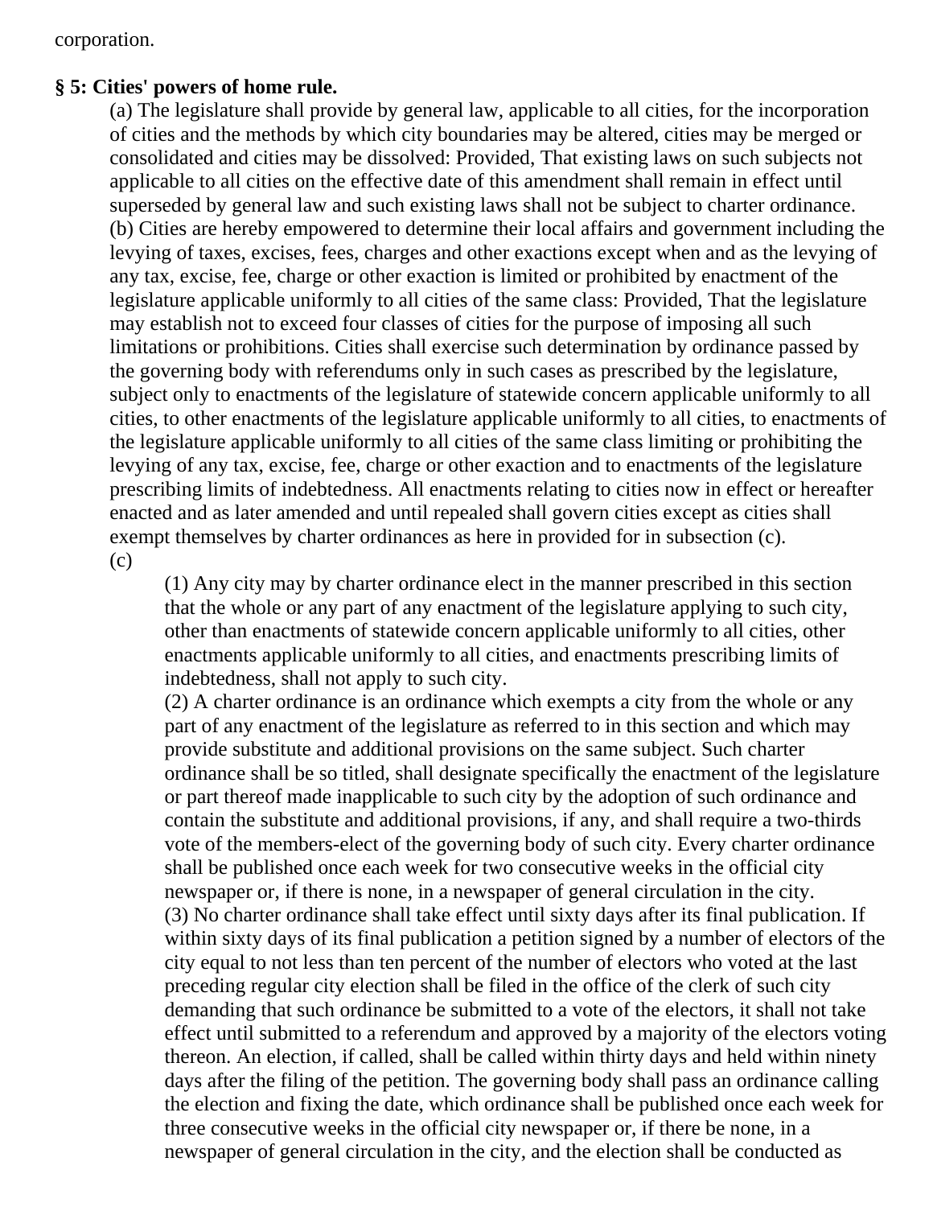corporation.

**§ 5: Cities' powers of home rule.**

(a) The legislature shall provide by general law, applicable to all cities, for the incorporation of cities and the methods by which city boundaries may be altered, cities may be merged or consolidated and cities may be dissolved: Provided, That existing laws on such subjects not applicable to all cities on the effective date of this amendment shall remain in effect until superseded by general law and such existing laws shall not be subject to charter ordinance.

(b) Cities are hereby empowered to determine their local affairs and government including the levying of taxes, excises, fees, charges and other exactions except when and as the levying of any tax, excise, fee, charge or other exaction is limited or prohibited by enactment of the legislature applicable uniformly to all cities of the same class: Provided, That the legislature may establish not to exceed four classes of cities for the purpose of imposing all such limitations or prohibitions. Cities shall exercise such determination by ordinance passed by the governing body with referendums only in such cases as prescribed by the legislature, subject only to enactments of the legislature of statewide concern applicable uniformly to all cities, to other enactments of the legislature applicable uniformly to all cities, to enactments of the legislature applicable uniformly to all cities of the same class limiting or prohibiting the levying of any tax, excise, fee, charge or other exaction and to enactments of the legislature prescribing limits of indebtedness. All enactments relating to cities now in effect or hereafter enacted and as later amended and until repealed shall govern cities except as cities shall exempt themselves by charter ordinances as here in provided for in subsection (c).

(c)

(1) Any city may by charter ordinance elect in the manner prescribed in this section that the whole or any part of any enactment of the legislature applying to such city, other than enactments of statewide concern applicable uniformly to all cities, other enactments applicable uniformly to all cities, and enactments prescribing limits of indebtedness, shall not apply to such city.

(2) A charter ordinance is an ordinance which exempts a city from the whole or any part of any enactment of the legislature as referred to in this section and which may provide substitute and additional provisions on the same subject. Such charter ordinance shall be so titled, shall designate specifically the enactment of the legislature or part thereof made inapplicable to such city by the adoption of such ordinance and contain the substitute and additional provisions, if any, and shall require a two-thirds vote of the members-elect of the governing body of such city. Every charter ordinance shall be published once each week for two consecutive weeks in the official city newspaper or, if there is none, in a newspaper of general circulation in the city.

(3) No charter ordinance shall take effect until sixty days after its final publication. If within sixty days of its final publication a petition signed by a number of electors of the city equal to not less than ten percent of the number of electors who voted at the last preceding regular city election shall be filed in the office of the clerk of such city demanding that such ordinance be submitted to a vote of the electors, it shall not take effect until submitted to a referendum and approved by a majority of the electors voting thereon. An election, if called, shall be called within thirty days and held within ninety days after the filing of the petition. The governing body shall pass an ordinance calling the election and fixing the date, which ordinance shall be published once each week for three consecutive weeks in the official city newspaper or, if there be none, in a newspaper of general circulation in the city, and the election shall be conducted as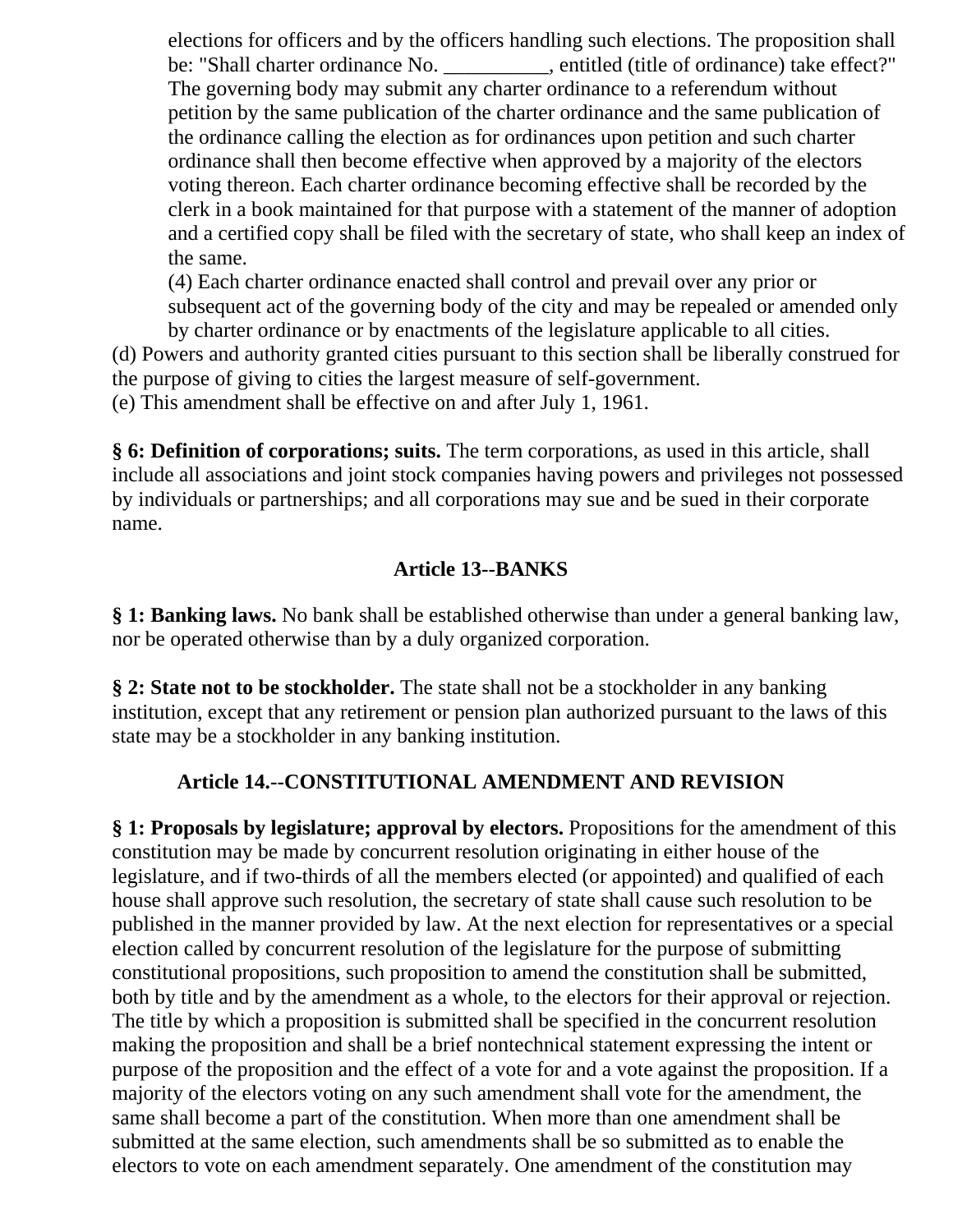elections for officers and by the officers handling such elections. The proposition shall be: "Shall charter ordinance No. __________, entitled (title of ordinance) take effect?" The governing body may submit any charter ordinance to a referendum without petition by the same publication of the charter ordinance and the same publication of the ordinance calling the election as for ordinances upon petition and such charter ordinance shall then become effective when approved by a majority of the electors voting thereon. Each charter ordinance becoming effective shall be recorded by the clerk in a book maintained for that purpose with a statement of the manner of adoption and a certified copy shall be filed with the secretary of state, who shall keep an index of the same.

(4) Each charter ordinance enacted shall control and prevail over any prior or subsequent act of the governing body of the city and may be repealed or amended only by charter ordinance or by enactments of the legislature applicable to all cities.

(d) Powers and authority granted cities pursuant to this section shall be liberally construed for the purpose of giving to cities the largest measure of self-government.

(e) This amendment shall be effective on and after July 1, 1961.

**§ 6: Definition of corporations; suits.** The term corporations, as used in this article, shall include all associations and joint stock companies having powers and privileges not possessed by individuals or partnerships; and all corporations may sue and be sued in their corporate name.

## Article 13--BANKS

**§ 1: Banking laws.** No bank shall be established otherwise than under a general banking law, nor be operated otherwise than by a duly organized corporation.

**§ 2: State not to be stockholder.** The state shall not be a stockholder in any banking institution, except that any retirement or pension plan authorized pursuant to the laws of this state may be a stockholder in any banking institution.

## Article 14.--CONSTITUTIONAL AMENDMENT AND REVISION

**§ 1: Proposals by legislature; approval by electors.** Propositions for the amendment of this constitution may be made by concurrent resolution originating in either house of the legislature, and if two-thirds of all the members elected (or appointed) and qualified of each house shall approve such resolution, the secretary of state shall cause such resolution to be published in the manner provided by law. At the next election for representatives or a special election called by concurrent resolution of the legislature for the purpose of submitting constitutional propositions, such proposition to amend the constitution shall be submitted, both by title and by the amendment as a whole, to the electors for their approval or rejection. The title by which a proposition is submitted shall be specified in the concurrent resolution making the proposition and shall be a brief nontechnical statement expressing the intent or purpose of the proposition and the effect of a vote for and a vote against the proposition. If a majority of the electors voting on any such amendment shall vote for the amendment, the same shall become a part of the constitution. When more than one amendment shall be submitted at the same election, such amendments shall be so submitted as to enable the electors to vote on each amendment separately. One amendment of the constitution may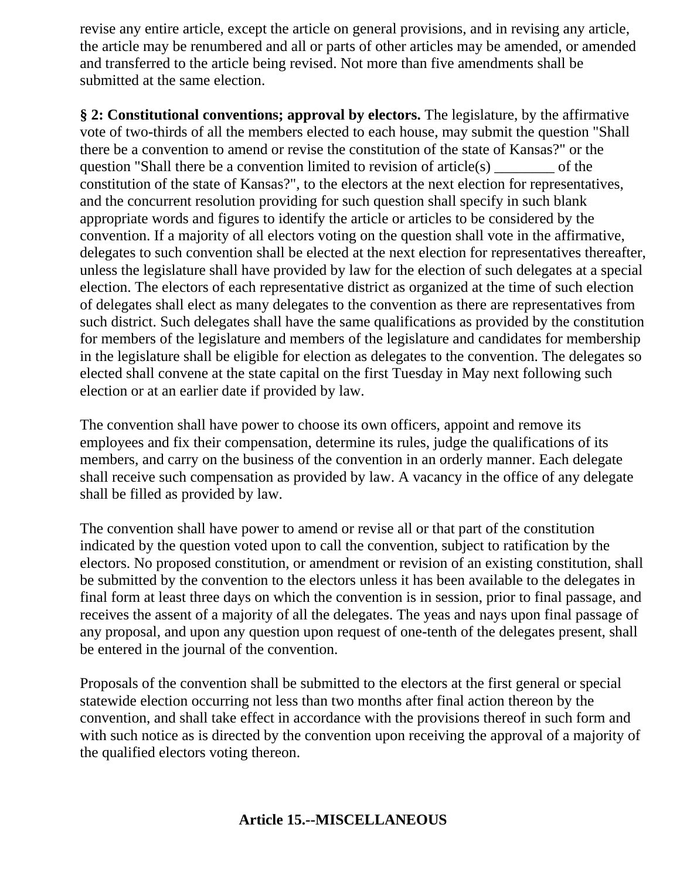revise any entire article, except the article on general provisions, and in revising any article, the article may be renumbered and all or parts of other articles may be amended, or amended and transferred to the article being revised. Not more than five amendments shall be submitted at the same election.

**§ 2: Constitutional conventions; approval by electors.** The legislature, by the affirmative vote of two-thirds of all the members elected to each house, may submit the question "Shall there be a convention to amend or revise the constitution of the state of Kansas?" or the question "Shall there be a convention limited to revision of article(s) ________ of the constitution of the state of Kansas?", to the electors at the next election for representatives, and the concurrent resolution providing for such question shall specify in such blank appropriate words and figures to identify the article or articles to be considered by the convention. If a majority of all electors voting on the question shall vote in the affirmative, delegates to such convention shall be elected at the next election for representatives thereafter, unless the legislature shall have provided by law for the election of such delegates at a special election. The electors of each representative district as organized at the time of such election of delegates shall elect as many delegates to the convention as there are representatives from such district. Such delegates shall have the same qualifications as provided by the constitution for members of the legislature and members of the legislature and candidates for membership in the legislature shall be eligible for election as delegates to the convention. The delegates so elected shall convene at the state capital on the first Tuesday in May next following such election or at an earlier date if provided by law.

The convention shall have power to choose its own officers, appoint and remove its employees and fix their compensation, determine its rules, judge the qualifications of its members, and carry on the business of the convention in an orderly manner. Each delegate shall receive such compensation as provided by law. A vacancy in the office of any delegate shall be filled as provided by law.

The convention shall have power to amend or revise all or that part of the constitution indicated by the question voted upon to call the convention, subject to ratification by the electors. No proposed constitution, or amendment or revision of an existing constitution, shall be submitted by the convention to the electors unless it has been available to the delegates in final form at least three days on which the convention is in session, prior to final passage, and receives the assent of a majority of all the delegates. The yeas and nays upon final passage of any proposal, and upon any question upon request of one-tenth of the delegates present, shall be entered in the journal of the convention.

Proposals of the convention shall be submitted to the electors at the first general or special statewide election occurring not less than two months after final action thereon by the convention, and shall take effect in accordance with the provisions thereof in such form and with such notice as is directed by the convention upon receiving the approval of a majority of the qualified electors voting thereon.

## Article 15.--MISCELLANEOUS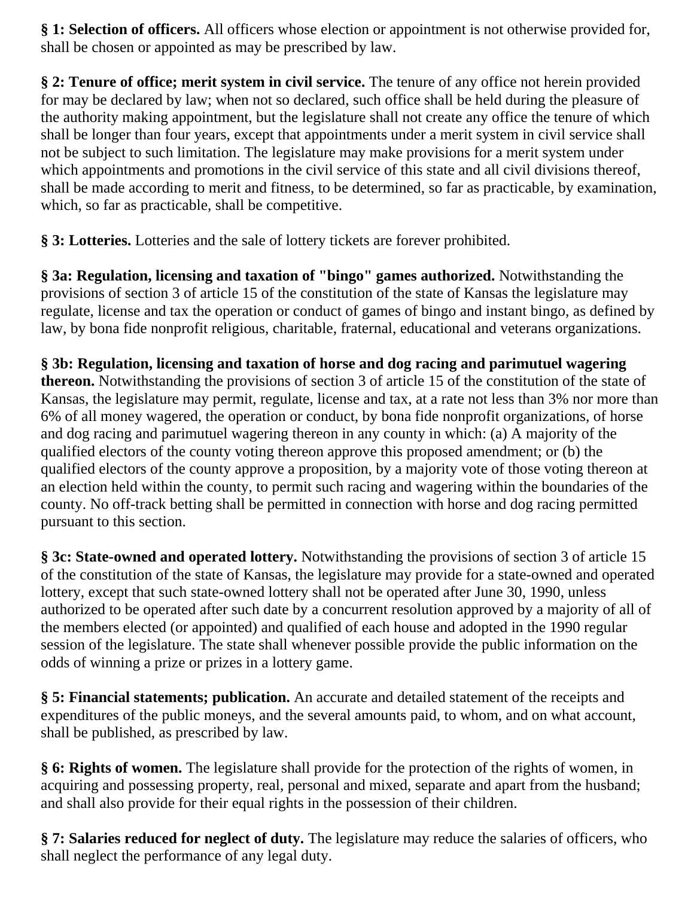**§ 1: Selection of officers.** All officers whose election or appointment is not otherwise provided for, shall be chosen or appointed as may be prescribed by law.

**§ 2: Tenure of office; merit system in civil service.** The tenure of any office not herein provided for may be declared by law; when not so declared, such office shall be held during the pleasure of the authority making appointment, but the legislature shall not create any office the tenure of which shall be longer than four years, except that appointments under a merit system in civil service shall not be subject to such limitation. The legislature may make provisions for a merit system under which appointments and promotions in the civil service of this state and all civil divisions thereof, shall be made according to merit and fitness, to be determined, so far as practicable, by examination, which, so far as practicable, shall be competitive.

**§ 3: Lotteries.** Lotteries and the sale of lottery tickets are forever prohibited.

**§ 3a: Regulation, licensing and taxation of "bingo" games authorized.** Notwithstanding the provisions of section 3 of article 15 of the constitution of the state of Kansas the legislature may regulate, license and tax the operation or conduct of games of bingo and instant bingo, as defined by law, by bona fide nonprofit religious, charitable, fraternal, educational and veterans organizations.

**§ 3b: Regulation, licensing and taxation of horse and dog racing and parimutuel wagering thereon.** Notwithstanding the provisions of section 3 of article 15 of the constitution of the state of Kansas, the legislature may permit, regulate, license and tax, at a rate not less than 3% nor more than 6% of all money wagered, the operation or conduct, by bona fide nonprofit organizations, of horse and dog racing and parimutuel wagering thereon in any county in which: (a) A majority of the qualified electors of the county voting thereon approve this proposed amendment; or (b) the qualified electors of the county approve a proposition, by a majority vote of those voting thereon at an election held within the county, to permit such racing and wagering within the boundaries of the county. No off-track betting shall be permitted in connection with horse and dog racing permitted pursuant to this section.

**§ 3c: State-owned and operated lottery.** Notwithstanding the provisions of section 3 of article 15 of the constitution of the state of Kansas, the legislature may provide for a state-owned and operated lottery, except that such state-owned lottery shall not be operated after June 30, 1990, unless authorized to be operated after such date by a concurrent resolution approved by a majority of all of the members elected (or appointed) and qualified of each house and adopted in the 1990 regular session of the legislature. The state shall whenever possible provide the public information on the odds of winning a prize or prizes in a lottery game.

**§ 5: Financial statements; publication.** An accurate and detailed statement of the receipts and expenditures of the public moneys, and the several amounts paid, to whom, and on what account, shall be published, as prescribed by law.

**§ 6: Rights of women.** The legislature shall provide for the protection of the rights of women, in acquiring and possessing property, real, personal and mixed, separate and apart from the husband; and shall also provide for their equal rights in the possession of their children.

**§ 7: Salaries reduced for neglect of duty.** The legislature may reduce the salaries of officers, who shall neglect the performance of any legal duty.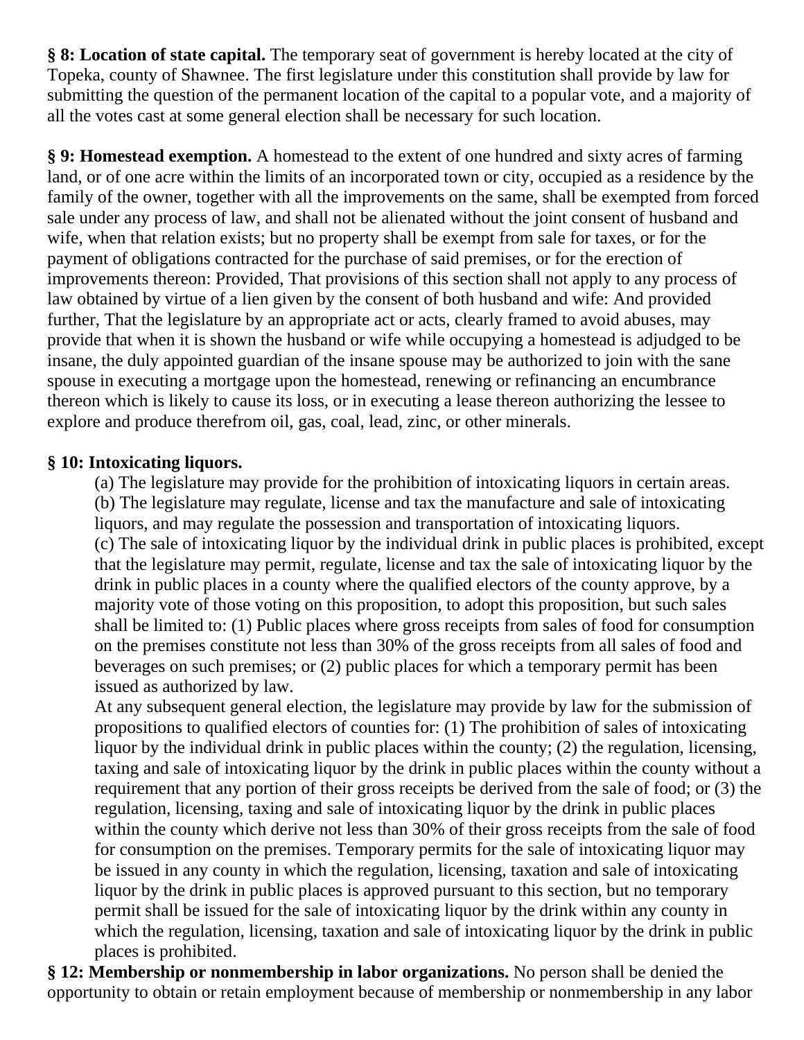**§ 8: Location of state capital.** The temporary seat of government is hereby located at the city of Topeka, county of Shawnee. The first legislature under this constitution shall provide by law for submitting the question of the permanent location of the capital to a popular vote, and a majority of all the votes cast at some general election shall be necessary for such location.

**§ 9: Homestead exemption.** A homestead to the extent of one hundred and sixty acres of farming land, or of one acre within the limits of an incorporated town or city, occupied as a residence by the family of the owner, together with all the improvements on the same, shall be exempted from forced sale under any process of law, and shall not be alienated without the joint consent of husband and wife, when that relation exists; but no property shall be exempt from sale for taxes, or for the payment of obligations contracted for the purchase of said premises, or for the erection of improvements thereon: Provided, That provisions of this section shall not apply to any process of law obtained by virtue of a lien given by the consent of both husband and wife: And provided further, That the legislature by an appropriate act or acts, clearly framed to avoid abuses, may provide that when it is shown the husband or wife while occupying a homestead is adjudged to be insane, the duly appointed guardian of the insane spouse may be authorized to join with the sane spouse in executing a mortgage upon the homestead, renewing or refinancing an encumbrance thereon which is likely to cause its loss, or in executing a lease thereon authorizing the lessee to explore and produce therefrom oil, gas, coal, lead, zinc, or other minerals.

**§ 10: Intoxicating liquors.**

(a) The legislature may provide for the prohibition of intoxicating liquors in certain areas.
(b) The legislature may regulate, license and tax the manufacture and sale of intoxicating liquors, and may regulate the possession and transportation of intoxicating liquors.
(c) The sale of intoxicating liquor by the individual drink in public places is prohibited, except that the legislature may permit, regulate, license and tax the sale of intoxicating liquor by the drink in public places in a county where the qualified electors of the county approve, by a majority vote of those voting on this proposition, to adopt this proposition, but such sales shall be limited to: (1) Public places where gross receipts from sales of food for consumption on the premises constitute not less than 30% of the gross receipts from all sales of food and beverages on such premises; or (2) public places for which a temporary permit has been issued as authorized by law.

At any subsequent general election, the legislature may provide by law for the submission of propositions to qualified electors of counties for: (1) The prohibition of sales of intoxicating liquor by the individual drink in public places within the county; (2) the regulation, licensing, taxing and sale of intoxicating liquor by the drink in public places within the county without a requirement that any portion of their gross receipts be derived from the sale of food; or (3) the regulation, licensing, taxing and sale of intoxicating liquor by the drink in public places within the county which derive not less than 30% of their gross receipts from the sale of food for consumption on the premises. Temporary permits for the sale of intoxicating liquor may be issued in any county in which the regulation, licensing, taxation and sale of intoxicating liquor by the drink in public places is approved pursuant to this section, but no temporary permit shall be issued for the sale of intoxicating liquor by the drink within any county in which the regulation, licensing, taxation and sale of intoxicating liquor by the drink in public places is prohibited.

**§ 12: Membership or nonmembership in labor organizations.** No person shall be denied the opportunity to obtain or retain employment because of membership or nonmembership in any labor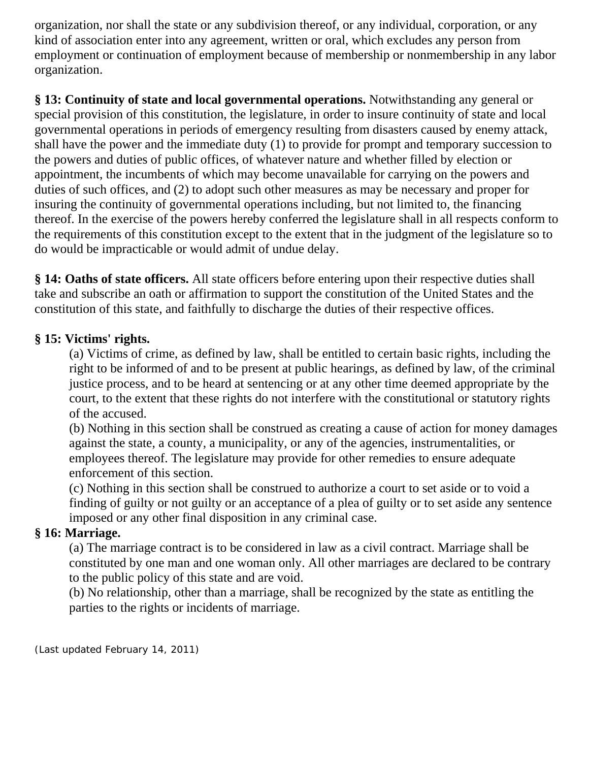organization, nor shall the state or any subdivision thereof, or any individual, corporation, or any kind of association enter into any agreement, written or oral, which excludes any person from employment or continuation of employment because of membership or nonmembership in any labor organization.

**§ 13: Continuity of state and local governmental operations.** Notwithstanding any general or special provision of this constitution, the legislature, in order to insure continuity of state and local governmental operations in periods of emergency resulting from disasters caused by enemy attack, shall have the power and the immediate duty (1) to provide for prompt and temporary succession to the powers and duties of public offices, of whatever nature and whether filled by election or appointment, the incumbents of which may become unavailable for carrying on the powers and duties of such offices, and (2) to adopt such other measures as may be necessary and proper for insuring the continuity of governmental operations including, but not limited to, the financing thereof. In the exercise of the powers hereby conferred the legislature shall in all respects conform to the requirements of this constitution except to the extent that in the judgment of the legislature so to do would be impracticable or would admit of undue delay.

**§ 14: Oaths of state officers.** All state officers before entering upon their respective duties shall take and subscribe an oath or affirmation to support the constitution of the United States and the constitution of this state, and faithfully to discharge the duties of their respective offices.

**§ 15: Victims' rights.**

(a) Victims of crime, as defined by law, shall be entitled to certain basic rights, including the right to be informed of and to be present at public hearings, as defined by law, of the criminal justice process, and to be heard at sentencing or at any other time deemed appropriate by the court, to the extent that these rights do not interfere with the constitutional or statutory rights of the accused.

(b) Nothing in this section shall be construed as creating a cause of action for money damages against the state, a county, a municipality, or any of the agencies, instrumentalities, or employees thereof. The legislature may provide for other remedies to ensure adequate enforcement of this section.

(c) Nothing in this section shall be construed to authorize a court to set aside or to void a finding of guilty or not guilty or an acceptance of a plea of guilty or to set aside any sentence imposed or any other final disposition in any criminal case.

**§ 16: Marriage.**

(a) The marriage contract is to be considered in law as a civil contract. Marriage shall be constituted by one man and one woman only. All other marriages are declared to be contrary to the public policy of this state and are void.

(b) No relationship, other than a marriage, shall be recognized by the state as entitling the parties to the rights or incidents of marriage.

(Last updated February 14, 2011)